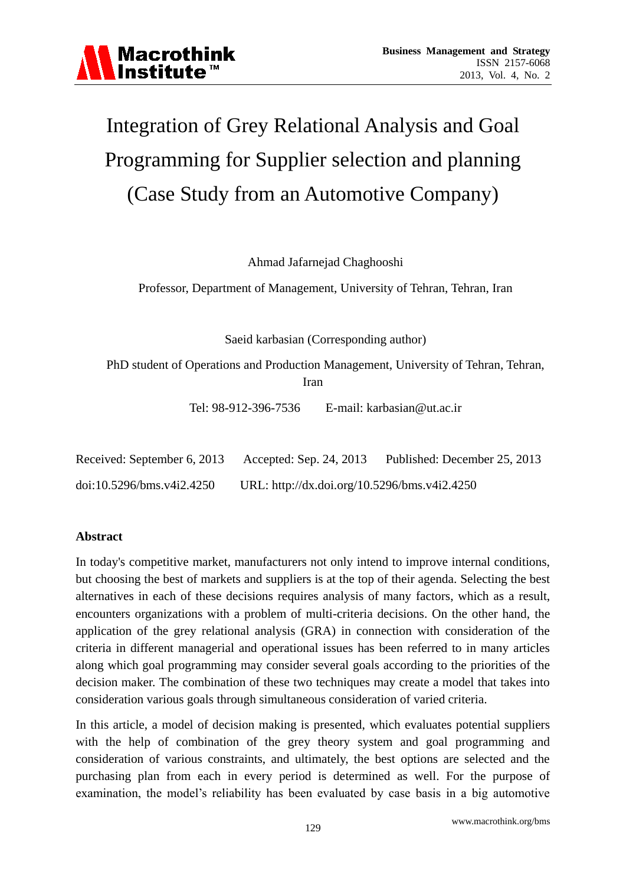# Integration of Grey Relational Analysis and Goal Programming for Supplier selection and planning (Case Study from an Automotive Company)

Ahmad Jafarnejad Chaghooshi

Professor, Department of Management, University of Tehran, Tehran, Iran

Saeid karbasian (Corresponding author)

PhD student of Operations and Production Management, University of Tehran, Tehran, Iran

Tel: 98-912-396-7536 E-mail: karbasian@ut.ac.ir

Received: September 6, 2013 Accepted: Sep. 24, 2013 Published: December 25, 2013

doi:10.5296/bms.v4i2.4250 URL: http://dx.doi.org/10.5296/bms.v4i2.4250

## Abstract

In today's competitive market, manufacturers not only intend to improve internal conditions, but choosing the best of markets and suppliers is at the top of their agenda. Selecting the best alternatives in each of these decisions requires analysis of many factors, which as a result, encounters organizations with a problem of multi-criteria decisions. On the other hand, the application of the grey relational analysis (GRA) in connection with consideration of the criteria in different managerial and operational issues has been referred to in many articles along which goal programming may consider several goals according to the priorities of the decision maker. The combination of these two techniques may create a model that takes into consideration various goals through simultaneous consideration of varied criteria.

In this article, a model of decision making is presented, which evaluates potential suppliers with the help of combination of the grey theory system and goal programming and consideration of various constraints, and ultimately, the best options are selected and the purchasing plan from each in every period is determined as well. For the purpose of examination, the model's reliability has been evaluated by case basis in a big automotive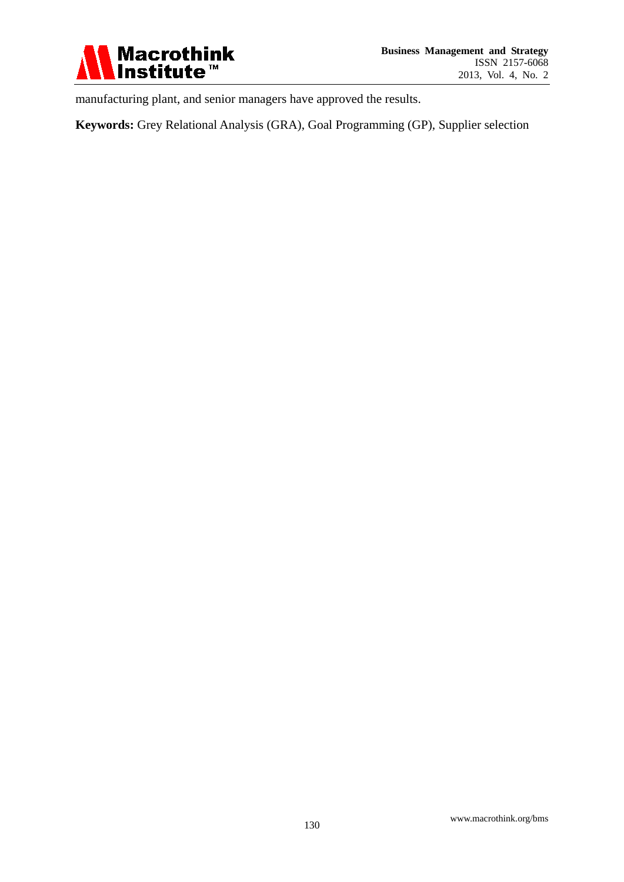manufacturing plant, and senior managers have approved the results.

**Keywords:** Grey Relational Analysis (GRA), Goal Programming (GP), Supplier selection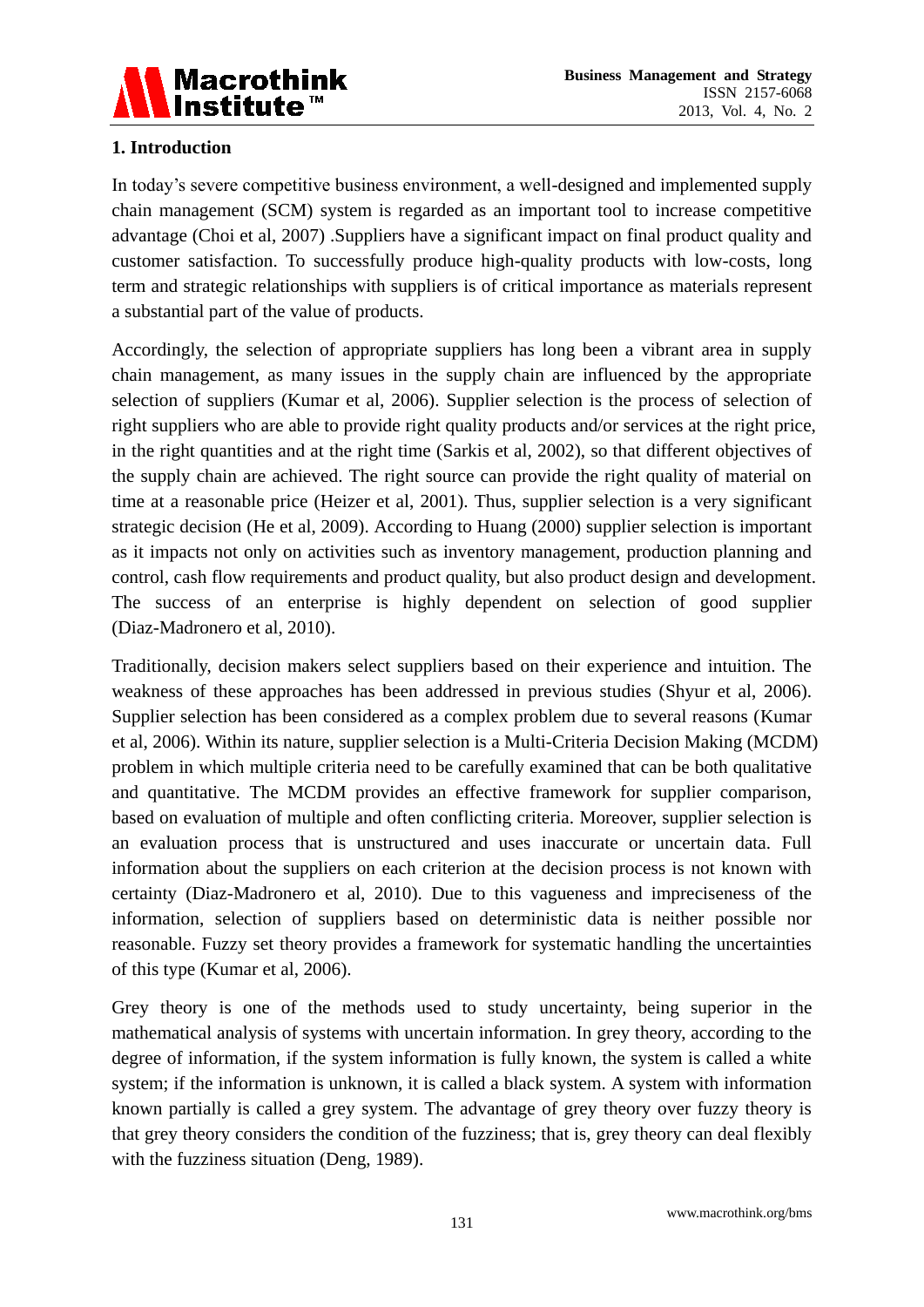## 1. Introduction

In today's severe competitive business environment, a well-designed and implemented supply chain management (SCM) system is regarded as an important tool to increase competitive advantage (Choi et al, 2007) .Suppliers have a significant impact on final product quality and customer satisfaction. To successfully produce high-quality products with low-costs, long term and strategic relationships with suppliers is of critical importance as materials represent a substantial part of the value of products.

Accordingly, the selection of appropriate suppliers has long been a vibrant area in supply chain management, as many issues in the supply chain are influenced by the appropriate selection of suppliers (Kumar et al, 2006). Supplier selection is the process of selection of right suppliers who are able to provide right quality products and/or services at the right price, in the right quantities and at the right time (Sarkis et al, 2002), so that different objectives of the supply chain are achieved. The right source can provide the right quality of material on time at a reasonable price (Heizer et al, 2001). Thus, supplier selection is a very significant strategic decision (He et al, 2009). According to Huang (2000) supplier selection is important as it impacts not only on activities such as inventory management, production planning and control, cash flow requirements and product quality, but also product design and development. The success of an enterprise is highly dependent on selection of good supplier (Diaz-Madronero et al, 2010).

Traditionally, decision makers select suppliers based on their experience and intuition. The weakness of these approaches has been addressed in previous studies (Shyur et al, 2006). Supplier selection has been considered as a complex problem due to several reasons (Kumar et al, 2006). Within its nature, supplier selection is a Multi-Criteria Decision Making (MCDM) problem in which multiple criteria need to be carefully examined that can be both qualitative and quantitative. The MCDM provides an effective framework for supplier comparison, based on evaluation of multiple and often conflicting criteria. Moreover, supplier selection is an evaluation process that is unstructured and uses inaccurate or uncertain data. Full information about the suppliers on each criterion at the decision process is not known with certainty (Diaz-Madronero et al, 2010). Due to this vagueness and impreciseness of the information, selection of suppliers based on deterministic data is neither possible nor reasonable. Fuzzy set theory provides a framework for systematic handling the uncertainties of this type (Kumar et al, 2006).

Grey theory is one of the methods used to study uncertainty, being superior in the mathematical analysis of systems with uncertain information. In grey theory, according to the degree of information, if the system information is fully known, the system is called a white system; if the information is unknown, it is called a black system. A system with information known partially is called a grey system. The advantage of grey theory over fuzzy theory is that grey theory considers the condition of the fuzziness; that is, grey theory can deal flexibly with the fuzziness situation (Deng, 1989).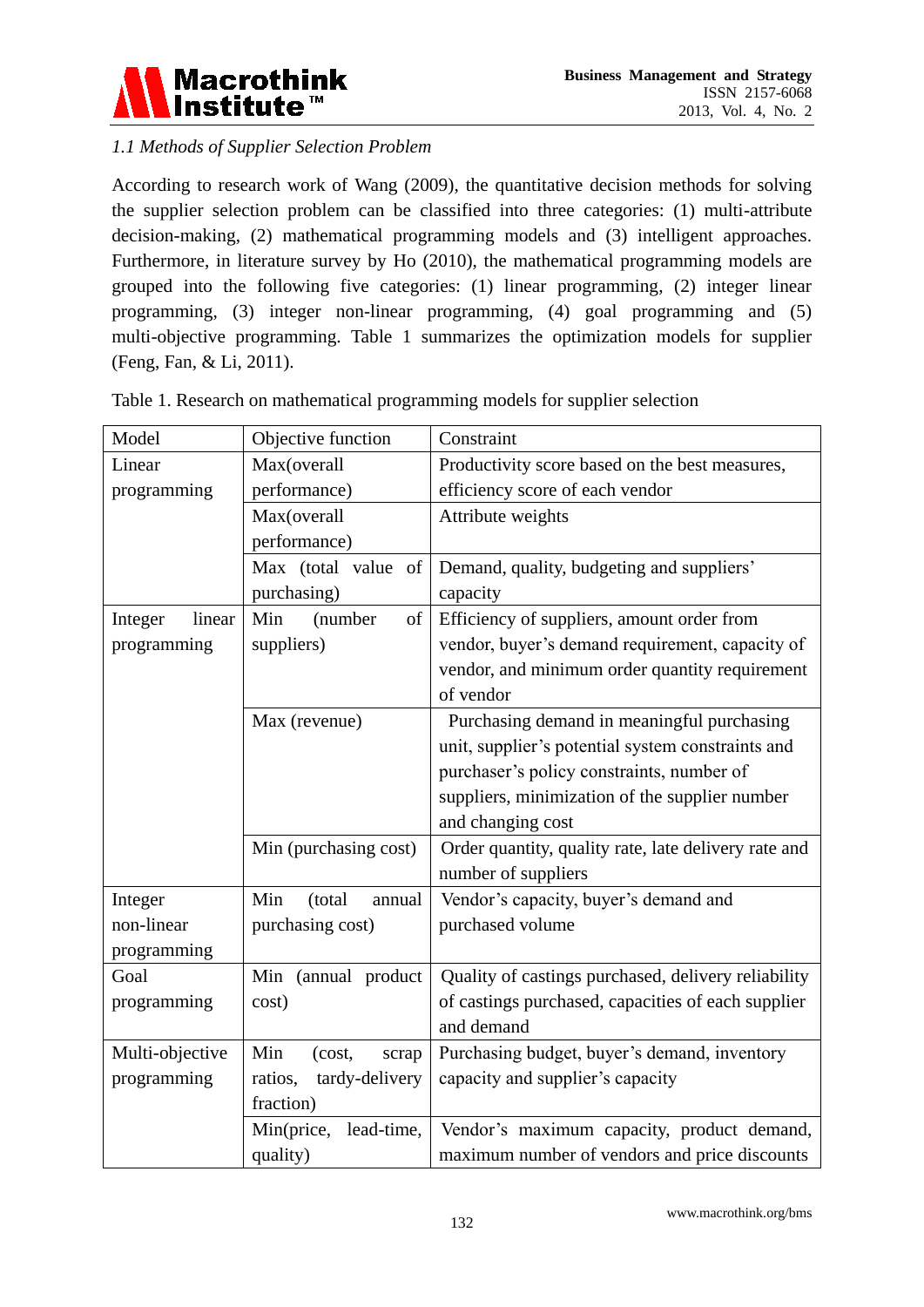### 1.1 Methods of Supplier Selection Problem

According to research work of Wang (2009), the quantitative decision methods for solving the supplier selection problem can be classified into three categories: (1) multi-attribute decision-making, (2) mathematical programming models and (3) intelligent approaches. Furthermore, in literature survey by Ho (2010), the mathematical programming models are grouped into the following five categories: (1) linear programming, (2) integer linear programming, (3) integer non-linear programming, (4) goal programming and (5) multi-objective programming. Table 1 summarizes the optimization models for supplier (Feng, Fan, & Li, 2011).

Table 1. Research on mathematical programming models for supplier selection

| Model | Objective function | Constraint |
|---|---|---|
| Linear programming | Max(overall performance) | Productivity score based on the best measures, efficiency score of each vendor |
| | Max(overall performance) | Attribute weights |
| | Max (total value of purchasing) | Demand, quality, budgeting and suppliers' capacity |
| Integer linear programming | Min (number of suppliers) | Efficiency of suppliers, amount order from vendor, buyer's demand requirement, capacity of vendor, and minimum order quantity requirement of vendor |
| | Max (revenue) | Purchasing demand in meaningful purchasing unit, supplier's potential system constraints and purchaser's policy constraints, number of suppliers, minimization of the supplier number and changing cost |
| | Min (purchasing cost) | Order quantity, quality rate, late delivery rate and number of suppliers |
| Integer non-linear programming | Min (total annual purchasing cost) | Vendor's capacity, buyer's demand and purchased volume |
| Goal programming | Min (annual product cost) | Quality of castings purchased, delivery reliability of castings purchased, capacities of each supplier and demand |
| Multi-objective programming | Min (cost, scrap ratios, tardy-delivery fraction) | Purchasing budget, buyer's demand, inventory capacity and supplier's capacity |
| | Min(price, lead-time, quality) | Vendor's maximum capacity, product demand, maximum number of vendors and price discounts |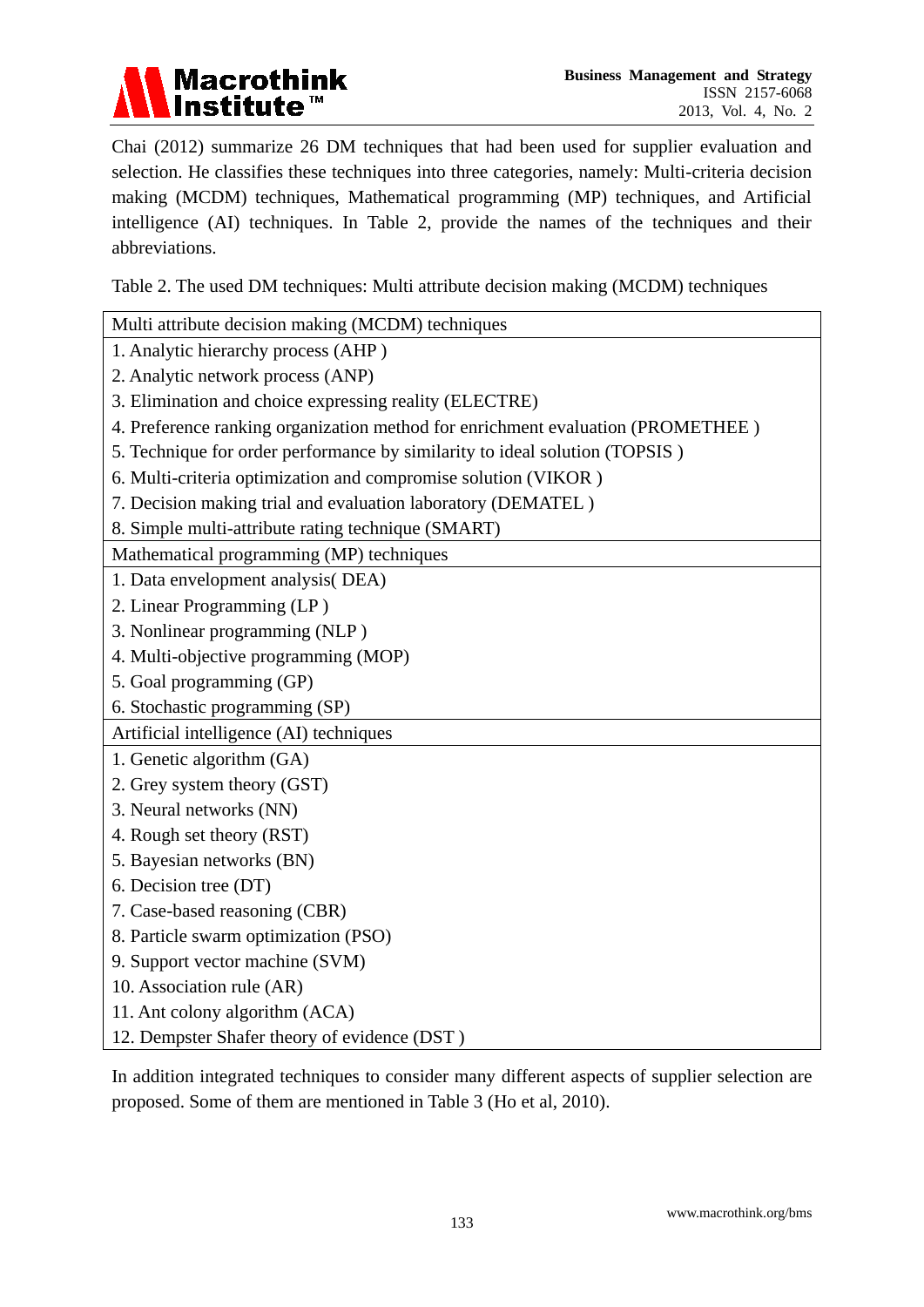Chai (2012) summarize 26 DM techniques that had been used for supplier evaluation and selection. He classifies these techniques into three categories, namely: Multi-criteria decision making (MCDM) techniques, Mathematical programming (MP) techniques, and Artificial intelligence (AI) techniques. In Table 2, provide the names of the techniques and their abbreviations.

Table 2. The used DM techniques: Multi attribute decision making (MCDM) techniques

| Multi attribute decision making (MCDM) techniques |
|---|
| 1. Analytic hierarchy process (AHP ) |
| 2. Analytic network process (ANP) |
| 3. Elimination and choice expressing reality (ELECTRE) |
| 4. Preference ranking organization method for enrichment evaluation (PROMETHEE ) |
| 5. Technique for order performance by similarity to ideal solution (TOPSIS ) |
| 6. Multi-criteria optimization and compromise solution (VIKOR ) |
| 7. Decision making trial and evaluation laboratory (DEMATEL ) |
| 8. Simple multi-attribute rating technique (SMART) |
| Mathematical programming (MP) techniques |
| 1. Data envelopment analysis( DEA) |
| 2. Linear Programming (LP ) |
| 3. Nonlinear programming (NLP ) |
| 4. Multi-objective programming (MOP) |
| 5. Goal programming (GP) |
| 6. Stochastic programming (SP) |
| Artificial intelligence (AI) techniques |
| 1. Genetic algorithm (GA) |
| 2. Grey system theory (GST) |
| 3. Neural networks (NN) |
| 4. Rough set theory (RST) |
| 5. Bayesian networks (BN) |
| 6. Decision tree (DT) |
| 7. Case-based reasoning (CBR) |
| 8. Particle swarm optimization (PSO) |
| 9. Support vector machine (SVM) |
| 10. Association rule (AR) |
| 11. Ant colony algorithm (ACA) |
| 12. Dempster Shafer theory of evidence (DST ) |

In addition integrated techniques to consider many different aspects of supplier selection are proposed. Some of them are mentioned in Table 3 (Ho et al, 2010).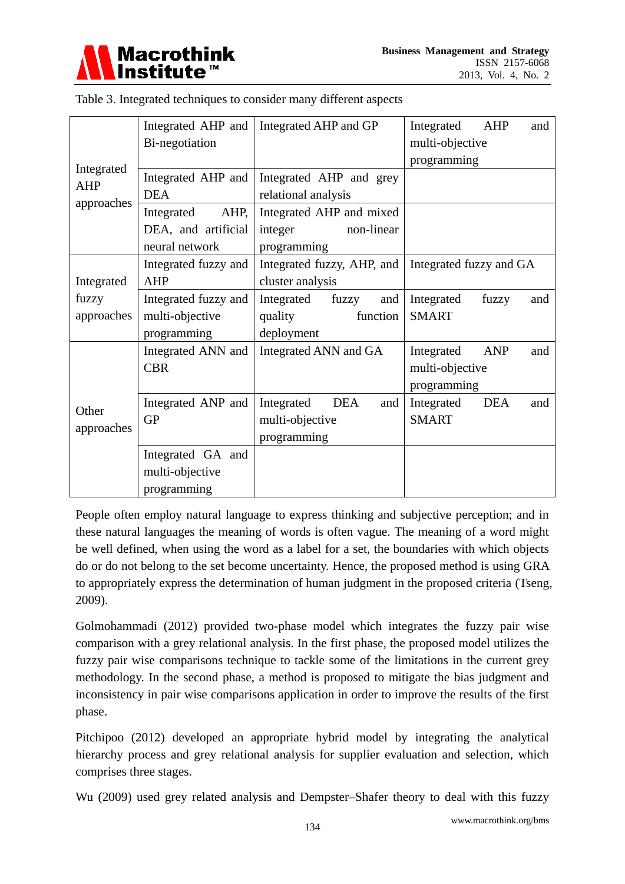Table 3. Integrated techniques to consider many different aspects

| | | | |
|---|---|---|---|
| Integrated AHP approaches | Integrated AHP and Bi-negotiation | Integrated AHP and GP | Integrated AHP and multi-objective programming |
| | Integrated AHP and DEA | Integrated AHP and grey relational analysis | |
| | Integrated AHP, DEA, and artificial neural network | Integrated AHP and mixed integer non-linear programming | |
| Integrated fuzzy approaches | Integrated fuzzy and AHP | Integrated fuzzy, AHP, and cluster analysis | Integrated fuzzy and GA |
| | Integrated fuzzy and multi-objective programming | Integrated fuzzy and quality function deployment | Integrated fuzzy and SMART |
| Other approaches | Integrated ANN and CBR | Integrated ANN and GA | Integrated ANP and multi-objective programming |
| | Integrated ANP and GP | Integrated DEA and multi-objective programming | Integrated DEA and SMART |
| | Integrated GA and multi-objective programming | | |

People often employ natural language to express thinking and subjective perception; and in these natural languages the meaning of words is often vague. The meaning of a word might be well defined, when using the word as a label for a set, the boundaries with which objects do or do not belong to the set become uncertainty. Hence, the proposed method is using GRA to appropriately express the determination of human judgment in the proposed criteria (Tseng, 2009).

Golmohammadi (2012) provided two-phase model which integrates the fuzzy pair wise comparison with a grey relational analysis. In the first phase, the proposed model utilizes the fuzzy pair wise comparisons technique to tackle some of the limitations in the current grey methodology. In the second phase, a method is proposed to mitigate the bias judgment and inconsistency in pair wise comparisons application in order to improve the results of the first phase.

Pitchipoo (2012) developed an appropriate hybrid model by integrating the analytical hierarchy process and grey relational analysis for supplier evaluation and selection, which comprises three stages.

Wu (2009) used grey related analysis and Dempster–Shafer theory to deal with this fuzzy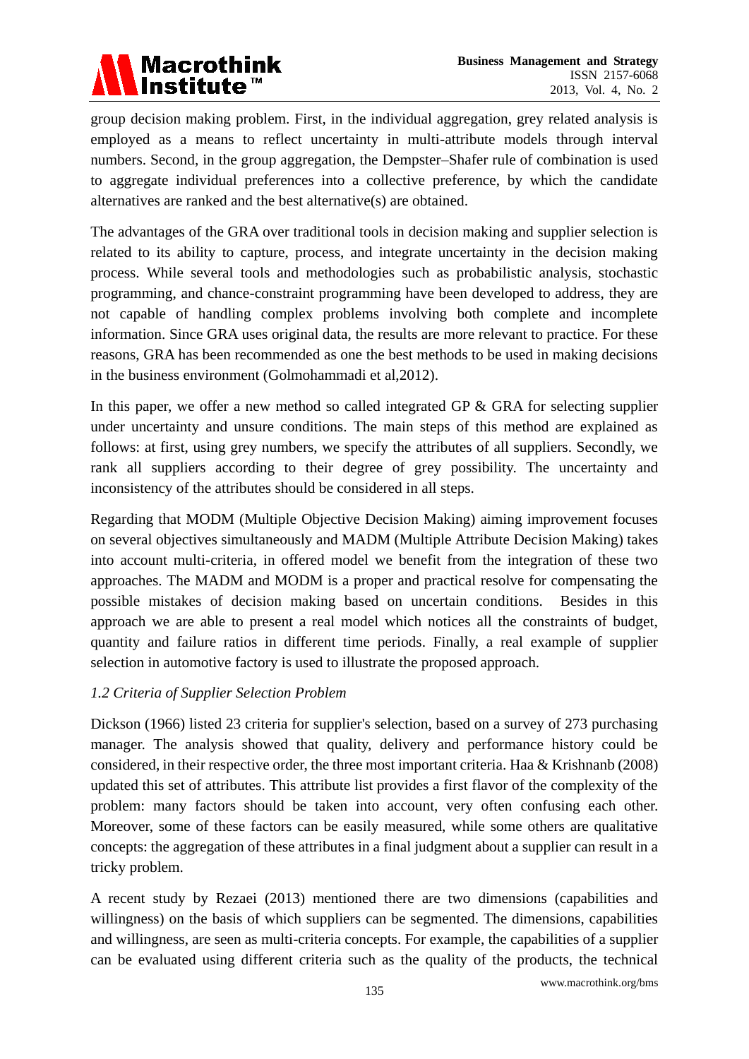group decision making problem. First, in the individual aggregation, grey related analysis is employed as a means to reflect uncertainty in multi-attribute models through interval numbers. Second, in the group aggregation, the Dempster–Shafer rule of combination is used to aggregate individual preferences into a collective preference, by which the candidate alternatives are ranked and the best alternative(s) are obtained.

The advantages of the GRA over traditional tools in decision making and supplier selection is related to its ability to capture, process, and integrate uncertainty in the decision making process. While several tools and methodologies such as probabilistic analysis, stochastic programming, and chance-constraint programming have been developed to address, they are not capable of handling complex problems involving both complete and incomplete information. Since GRA uses original data, the results are more relevant to practice. For these reasons, GRA has been recommended as one the best methods to be used in making decisions in the business environment (Golmohammadi et al,2012).

In this paper, we offer a new method so called integrated GP & GRA for selecting supplier under uncertainty and unsure conditions. The main steps of this method are explained as follows: at first, using grey numbers, we specify the attributes of all suppliers. Secondly, we rank all suppliers according to their degree of grey possibility. The uncertainty and inconsistency of the attributes should be considered in all steps.

Regarding that MODM (Multiple Objective Decision Making) aiming improvement focuses on several objectives simultaneously and MADM (Multiple Attribute Decision Making) takes into account multi-criteria, in offered model we benefit from the integration of these two approaches. The MADM and MODM is a proper and practical resolve for compensating the possible mistakes of decision making based on uncertain conditions. Besides in this approach we are able to present a real model which notices all the constraints of budget, quantity and failure ratios in different time periods. Finally, a real example of supplier selection in automotive factory is used to illustrate the proposed approach.

### *1.2 Criteria of Supplier Selection Problem*

Dickson (1966) listed 23 criteria for supplier's selection, based on a survey of 273 purchasing manager. The analysis showed that quality, delivery and performance history could be considered, in their respective order, the three most important criteria. Haa & Krishnanb (2008) updated this set of attributes. This attribute list provides a first flavor of the complexity of the problem: many factors should be taken into account, very often confusing each other. Moreover, some of these factors can be easily measured, while some others are qualitative concepts: the aggregation of these attributes in a final judgment about a supplier can result in a tricky problem.

A recent study by Rezaei (2013) mentioned there are two dimensions (capabilities and willingness) on the basis of which suppliers can be segmented. The dimensions, capabilities and willingness, are seen as multi-criteria concepts. For example, the capabilities of a supplier can be evaluated using different criteria such as the quality of the products, the technical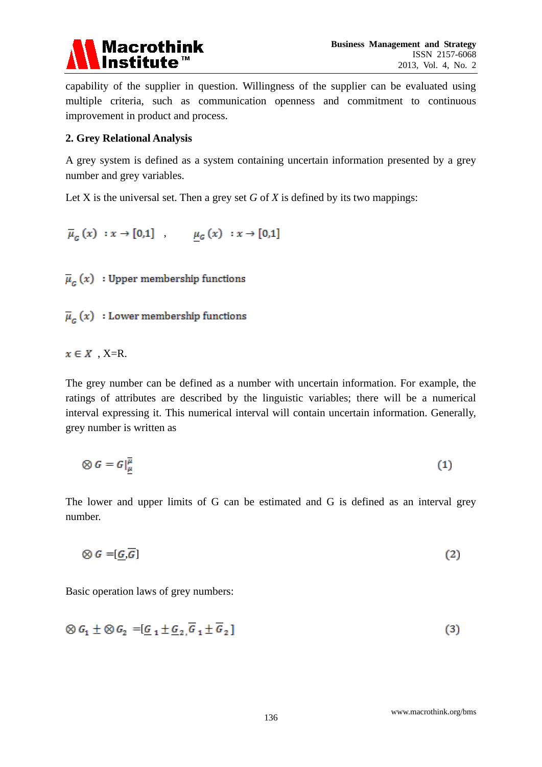capability of the supplier in question. Willingness of the supplier can be evaluated using multiple criteria, such as communication openness and commitment to continuous improvement in product and process.

## 2. Grey Relational Analysis

A grey system is defined as a system containing uncertain information presented by a grey number and grey variables.

Let X is the universal set. Then a grey set *G* of *X* is defined by its two mappings:

$$\bar{\mu}_G(x) \;: x \rightarrow [0,1] \quad , \qquad \underline{\mu}_G(x) \;: x \rightarrow [0,1]$$

$\bar{\mu}_G(x)$ : Upper membership functions

$\bar{\mu}_G(x)$ : Lower membership functions

$x \in X$ , X=R.

The grey number can be defined as a number with uncertain information. For example, the ratings of attributes are described by the linguistic variables; there will be a numerical interval expressing it. This numerical interval will contain uncertain information. Generally, grey number is written as

$$\otimes G = G|_{\underline{\mu}}^{\bar{\mu}} \tag{1}$$

The lower and upper limits of G can be estimated and G is defined as an interval grey number.

$$\otimes G = [\underline{G}, \overline{G}] \tag{2}$$

Basic operation laws of grey numbers:

$$\otimes G_1 \pm \otimes G_2 = [\underline{G}_1 \pm \underline{G}_2, \overline{G}_1 \pm \overline{G}_2] \tag{3}$$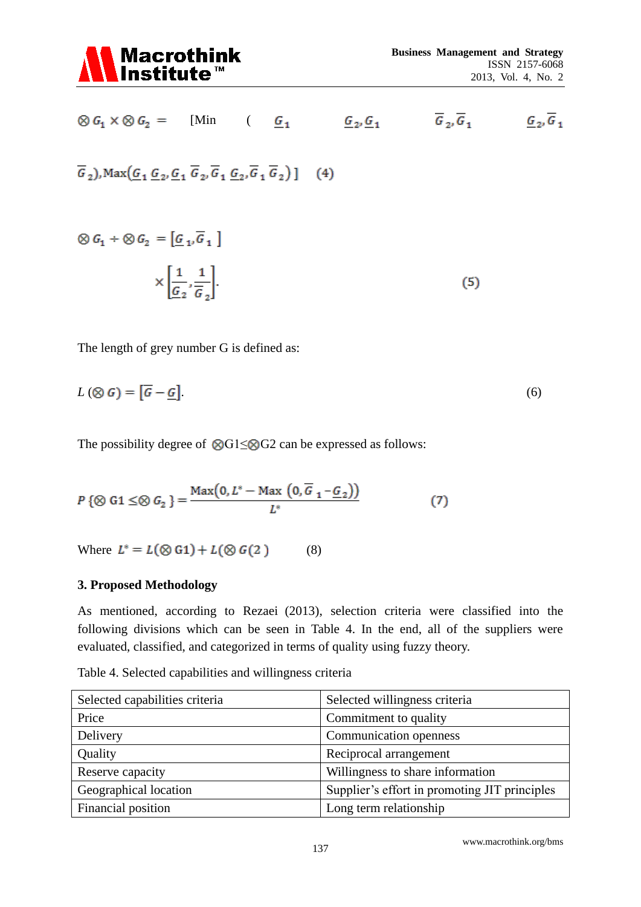$$\otimes G_1 \times \otimes G_2 = [\text{Min}(\underline{G}_1\underline{G}_2, \underline{G}_1\overline{G}_2, \overline{G}_1\underline{G}_2, \overline{G}_1\overline{G}_2), \text{Max}(\underline{G}_1\underline{G}_2, \underline{G}_1\overline{G}_2, \overline{G}_1\underline{G}_2, \overline{G}_1\overline{G}_2)] \quad (4)$$

$$\otimes G_1 \div \otimes G_2 = [\underline{G}_1, \overline{G}_1] \times \left[\frac{1}{\underline{G}_2}, \frac{1}{\overline{G}_2}\right]. \quad (5)$$

The length of grey number G is defined as:

$$L(\otimes G) = [\overline{G} - \underline{G}]. \quad (6)$$

The possibility degree of $\otimes G1 \leq \otimes G2$ can be expressed as follows:

$$P\{\otimes G1 \leq \otimes G_2\} = \frac{\text{Max}(0, L^* - \text{Max}(0, \overline{G}_1 - \underline{G}_2))}{L^*} \quad (7)$$

Where $L^* = L(\otimes G1) + L(\otimes G(2)$ (8)

### 3. Proposed Methodology

As mentioned, according to Rezaei (2013), selection criteria were classified into the following divisions which can be seen in Table 4. In the end, all of the suppliers were evaluated, classified, and categorized in terms of quality using fuzzy theory.

Table 4. Selected capabilities and willingness criteria

| Selected capabilities criteria | Selected willingness criteria |
|---|---|
| Price | Commitment to quality |
| Delivery | Communication openness |
| Quality | Reciprocal arrangement |
| Reserve capacity | Willingness to share information |
| Geographical location | Supplier's effort in promoting JIT principles |
| Financial position | Long term relationship |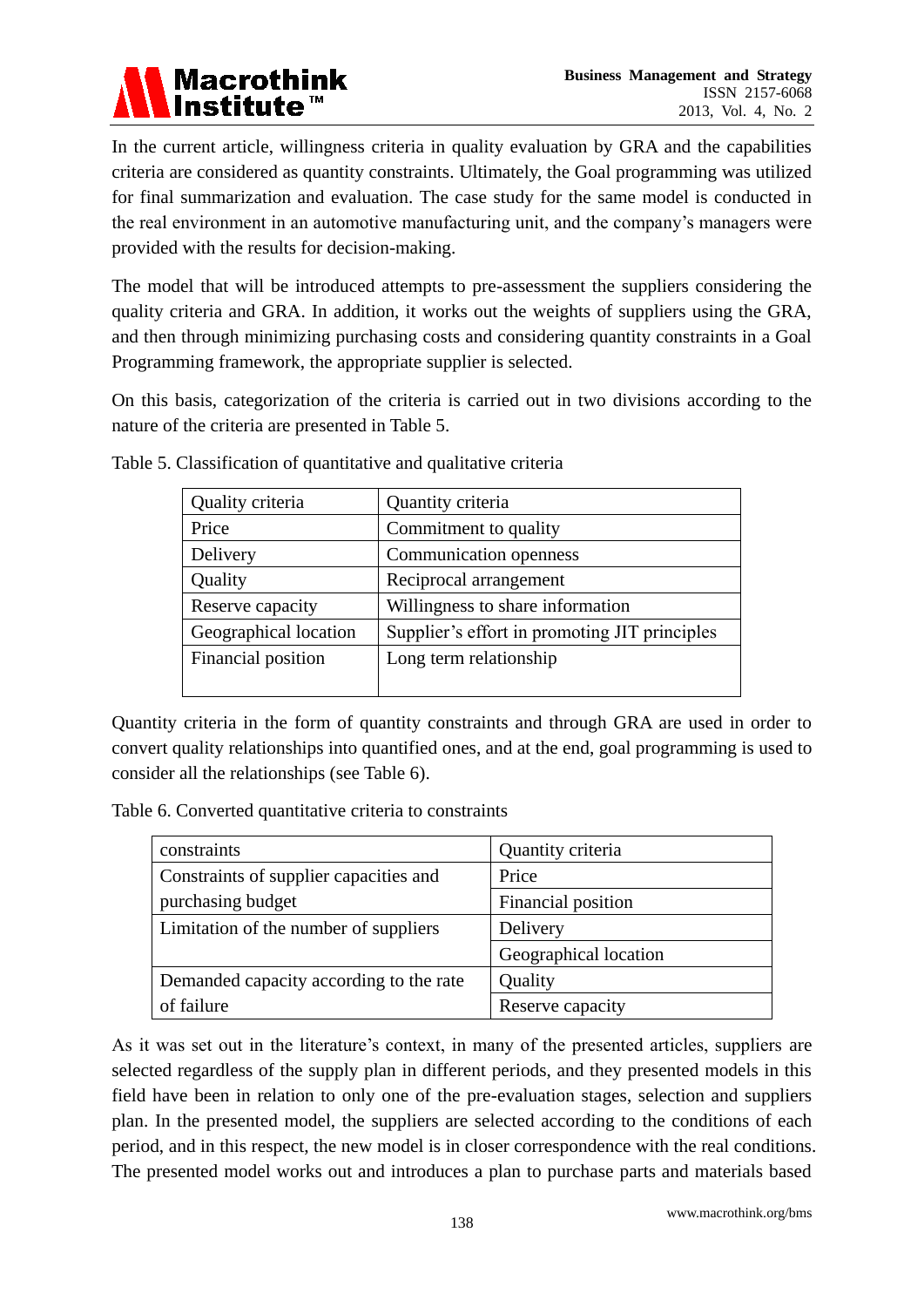In the current article, willingness criteria in quality evaluation by GRA and the capabilities criteria are considered as quantity constraints. Ultimately, the Goal programming was utilized for final summarization and evaluation. The case study for the same model is conducted in the real environment in an automotive manufacturing unit, and the company's managers were provided with the results for decision-making.

The model that will be introduced attempts to pre-assessment the suppliers considering the quality criteria and GRA. In addition, it works out the weights of suppliers using the GRA, and then through minimizing purchasing costs and considering quantity constraints in a Goal Programming framework, the appropriate supplier is selected.

On this basis, categorization of the criteria is carried out in two divisions according to the nature of the criteria are presented in Table 5.

Table 5. Classification of quantitative and qualitative criteria

| Quality criteria | Quantity criteria |
|---|---|
| Price | Commitment to quality |
| Delivery | Communication openness |
| Quality | Reciprocal arrangement |
| Reserve capacity | Willingness to share information |
| Geographical location | Supplier's effort in promoting JIT principles |
| Financial position | Long term relationship |

Quantity criteria in the form of quantity constraints and through GRA are used in order to convert quality relationships into quantified ones, and at the end, goal programming is used to consider all the relationships (see Table 6).

Table 6. Converted quantitative criteria to constraints

| constraints | Quantity criteria |
|---|---|
| Constraints of supplier capacities and purchasing budget | Price |
| | Financial position |
| Limitation of the number of suppliers | Delivery |
| | Geographical location |
| Demanded capacity according to the rate of failure | Quality |
| | Reserve capacity |

As it was set out in the literature's context, in many of the presented articles, suppliers are selected regardless of the supply plan in different periods, and they presented models in this field have been in relation to only one of the pre-evaluation stages, selection and suppliers plan. In the presented model, the suppliers are selected according to the conditions of each period, and in this respect, the new model is in closer correspondence with the real conditions. The presented model works out and introduces a plan to purchase parts and materials based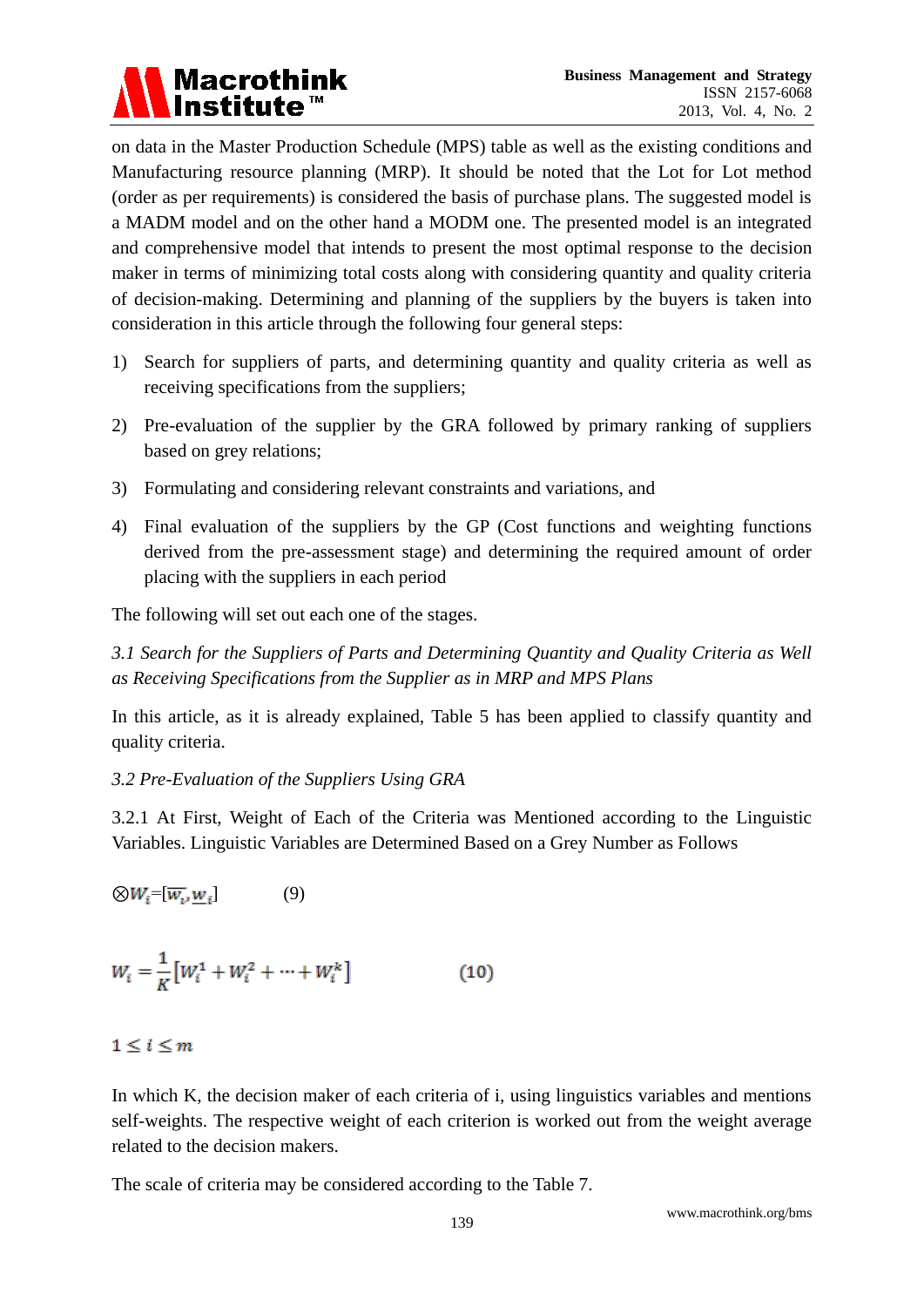on data in the Master Production Schedule (MPS) table as well as the existing conditions and Manufacturing resource planning (MRP). It should be noted that the Lot for Lot method (order as per requirements) is considered the basis of purchase plans. The suggested model is a MADM model and on the other hand a MODM one. The presented model is an integrated and comprehensive model that intends to present the most optimal response to the decision maker in terms of minimizing total costs along with considering quantity and quality criteria of decision-making. Determining and planning of the suppliers by the buyers is taken into consideration in this article through the following four general steps:

1) Search for suppliers of parts, and determining quantity and quality criteria as well as receiving specifications from the suppliers;

2) Pre-evaluation of the supplier by the GRA followed by primary ranking of suppliers based on grey relations;

3) Formulating and considering relevant constraints and variations, and

4) Final evaluation of the suppliers by the GP (Cost functions and weighting functions derived from the pre-assessment stage) and determining the required amount of order placing with the suppliers in each period

The following will set out each one of the stages.

### *3.1 Search for the Suppliers of Parts and Determining Quantity and Quality Criteria as Well as Receiving Specifications from the Supplier as in MRP and MPS Plans*

In this article, as it is already explained, Table 5 has been applied to classify quantity and quality criteria.

### *3.2 Pre-Evaluation of the Suppliers Using GRA*

3.2.1 At First, Weight of Each of the Criteria was Mentioned according to the Linguistic Variables. Linguistic Variables are Determined Based on a Grey Number as Follows

$$\otimes W_i = [\overline{w_i}, \underline{w_i}] \qquad (9)$$

$$W_i = \frac{1}{K}\left[W_i^1 + W_i^2 + \cdots + W_i^k\right] \qquad (10)$$

$$1 \leq i \leq m$$

In which K, the decision maker of each criteria of i, using linguistics variables and mentions self-weights. The respective weight of each criterion is worked out from the weight average related to the decision makers.

The scale of criteria may be considered according to the Table 7.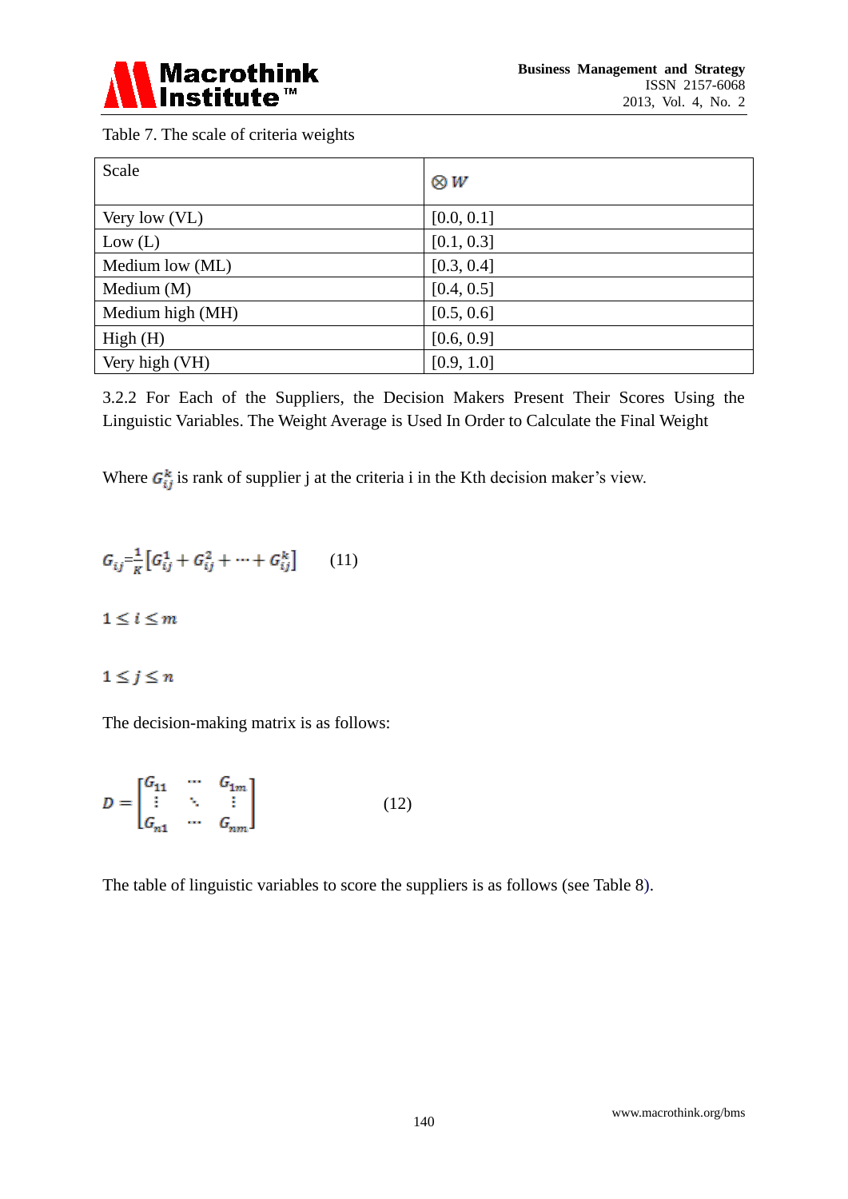Table 7. The scale of criteria weights

| Scale | $\otimes W$ |
|---|---|
| Very low (VL) | [0.0, 0.1] |
| Low (L) | [0.1, 0.3] |
| Medium low (ML) | [0.3, 0.4] |
| Medium (M) | [0.4, 0.5] |
| Medium high (MH) | [0.5, 0.6] |
| High (H) | [0.6, 0.9] |
| Very high (VH) | [0.9, 1.0] |

### 3.2.2 For Each of the Suppliers, the Decision Makers Present Their Scores Using the Linguistic Variables. The Weight Average is Used In Order to Calculate the Final Weight

Where $G_{ij}^{k}$ is rank of supplier j at the criteria i in the Kth decision maker's view.

$$G_{ij} = \frac{1}{K}\left[G_{ij}^{1} + G_{ij}^{2} + \cdots + G_{ij}^{k}\right] \qquad (11)$$

$1 \leq i \leq m$

$1 \leq j \leq n$

The decision-making matrix is as follows:

$$D = \begin{bmatrix} G_{11} & \cdots & G_{1m} \\ \vdots & \ddots & \vdots \\ G_{n1} & \cdots & G_{nm} \end{bmatrix} \qquad (12)$$

The table of linguistic variables to score the suppliers is as follows (see Table 8).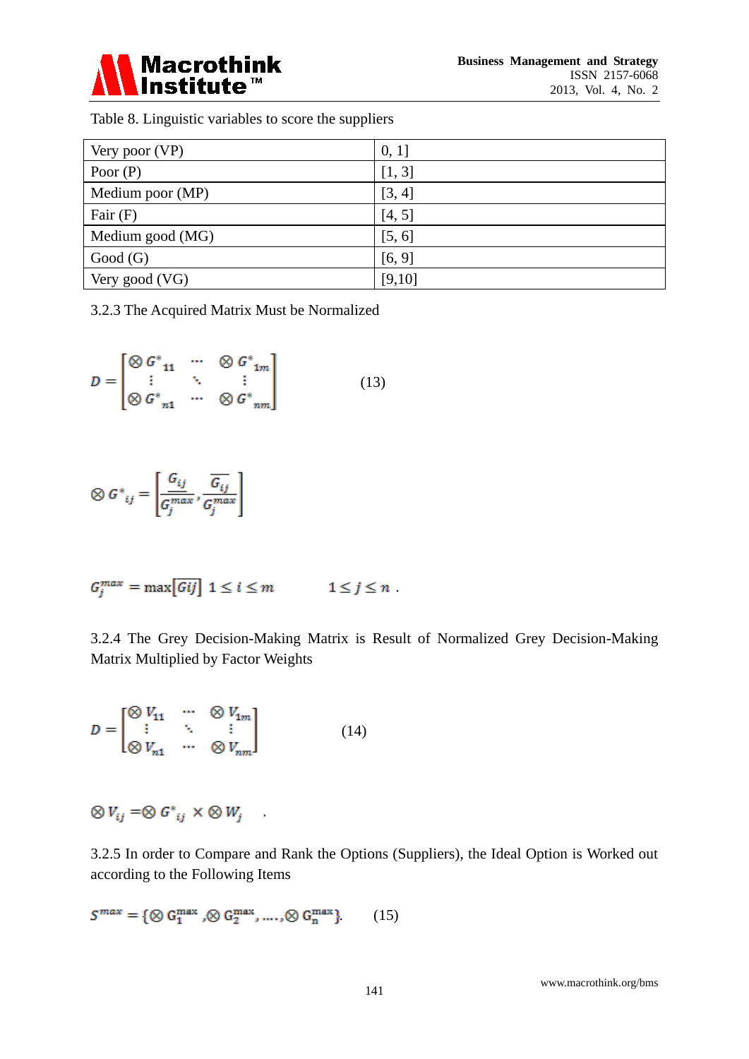Table 8. Linguistic variables to score the suppliers

| | |
|---|---|
| Very poor (VP) | 0, 1] |
| Poor (P) | [1, 3] |
| Medium poor (MP) | [3, 4] |
| Fair (F) | [4, 5] |
| Medium good (MG) | [5, 6] |
| Good (G) | [6, 9] |
| Very good (VG) | [9,10] |

3.2.3 The Acquired Matrix Must be Normalized

$$D = \begin{bmatrix} \otimes G^*_{11} & \cdots & \otimes G^*_{1m} \\ \vdots & \ddots & \vdots \\ \otimes G^*_{n1} & \cdots & \otimes G^*_{nm} \end{bmatrix} \tag{13}$$

$$\otimes G^*_{ij} = \left[ \frac{\underline{G_{ij}}}{G_j^{max}}, \frac{\overline{G_{ij}}}{G_j^{max}} \right]$$

$$G_j^{max} = \max\left[\overline{Gij}\right] \ 1 \le i \le m \qquad 1 \le j \le n \ .$$

3.2.4 The Grey Decision-Making Matrix is Result of Normalized Grey Decision-Making Matrix Multiplied by Factor Weights

$$D = \begin{bmatrix} \otimes V_{11} & \cdots & \otimes V_{1m} \\ \vdots & \ddots & \vdots \\ \otimes V_{n1} & \cdots & \otimes V_{nm} \end{bmatrix} \tag{14}$$

$$\otimes V_{ij} = \otimes G^*_{ij} \times \otimes W_j \quad .$$

3.2.5 In order to Compare and Rank the Options (Suppliers), the Ideal Option is Worked out according to the Following Items

$$S^{max} = \{\otimes G_1^{max}, \otimes G_2^{max}, \ldots, \otimes G_n^{max}\}. \tag{15}$$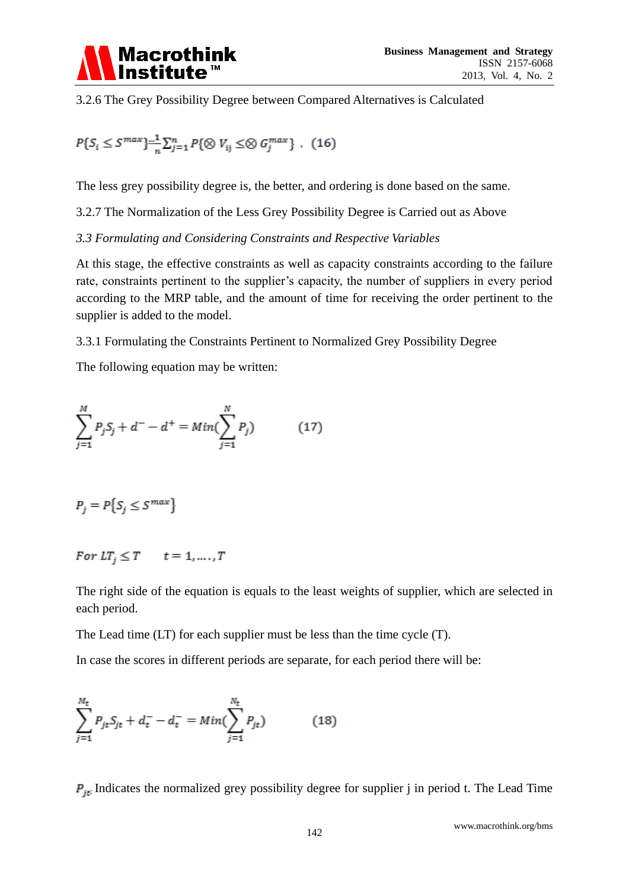3.2.6 The Grey Possibility Degree between Compared Alternatives is Calculated

$$P\{S_i \leq S^{max}\} = \frac{1}{n}\sum_{j=1}^{n} P\{\otimes V_{ij} \leq \otimes G_j^{max}\} \ . \quad (16)$$

The less grey possibility degree is, the better, and ordering is done based on the same.

3.2.7 The Normalization of the Less Grey Possibility Degree is Carried out as Above

*3.3 Formulating and Considering Constraints and Respective Variables*

At this stage, the effective constraints as well as capacity constraints according to the failure rate, constraints pertinent to the supplier's capacity, the number of suppliers in every period according to the MRP table, and the amount of time for receiving the order pertinent to the supplier is added to the model.

3.3.1 Formulating the Constraints Pertinent to Normalized Grey Possibility Degree

The following equation may be written:

$$\sum_{j=1}^{M} P_j S_j + d^- - d^+ = Min(\sum_{j=1}^{N} P_j) \qquad (17)$$

$$P_j = P\{S_j \leq S^{max}\}$$

$$For \ LT_j \leq T \qquad t = 1, \dots, T$$

The right side of the equation is equals to the least weights of supplier, which are selected in each period.

The Lead time (LT) for each supplier must be less than the time cycle (T).

In case the scores in different periods are separate, for each period there will be:

$$\sum_{j=1}^{M_t} P_{jt} S_{jt} + d_t^- - d_t^- = Min(\sum_{j=1}^{N_t} P_{jt}) \qquad (18)$$

$P_{jt}$: Indicates the normalized grey possibility degree for supplier j in period t. The Lead Time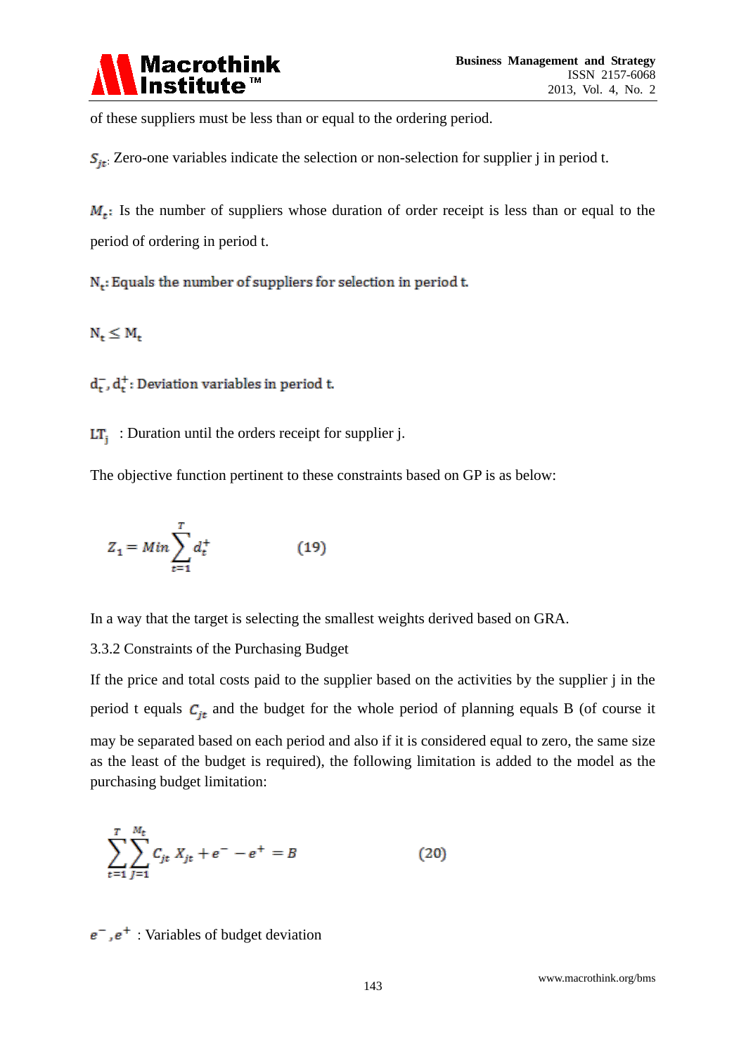of these suppliers must be less than or equal to the ordering period.

$S_{jt}$: Zero-one variables indicate the selection or non-selection for supplier j in period t.

$M_t$: Is the number of suppliers whose duration of order receipt is less than or equal to the period of ordering in period t.

$N_t$: Equals the number of suppliers for selection in period t.

$N_t \leq M_t$

$d_t^-, d_t^+$: Deviation variables in period t.

$LT_j$ : Duration until the orders receipt for supplier j.

The objective function pertinent to these constraints based on GP is as below:

$$Z_1 = Min \sum_{t=1}^{T} d_t^+ \qquad (19)$$

In a way that the target is selecting the smallest weights derived based on GRA.

3.3.2 Constraints of the Purchasing Budget

If the price and total costs paid to the supplier based on the activities by the supplier j in the period t equals $C_{jt}$ and the budget for the whole period of planning equals B (of course it may be separated based on each period and also if it is considered equal to zero, the same size as the least of the budget is required), the following limitation is added to the model as the purchasing budget limitation:

$$\sum_{t=1}^{T} \sum_{j=1}^{M_t} C_{jt} X_{jt} + e^- - e^+ = B \qquad (20)$$

$e^-, e^+$ : Variables of budget deviation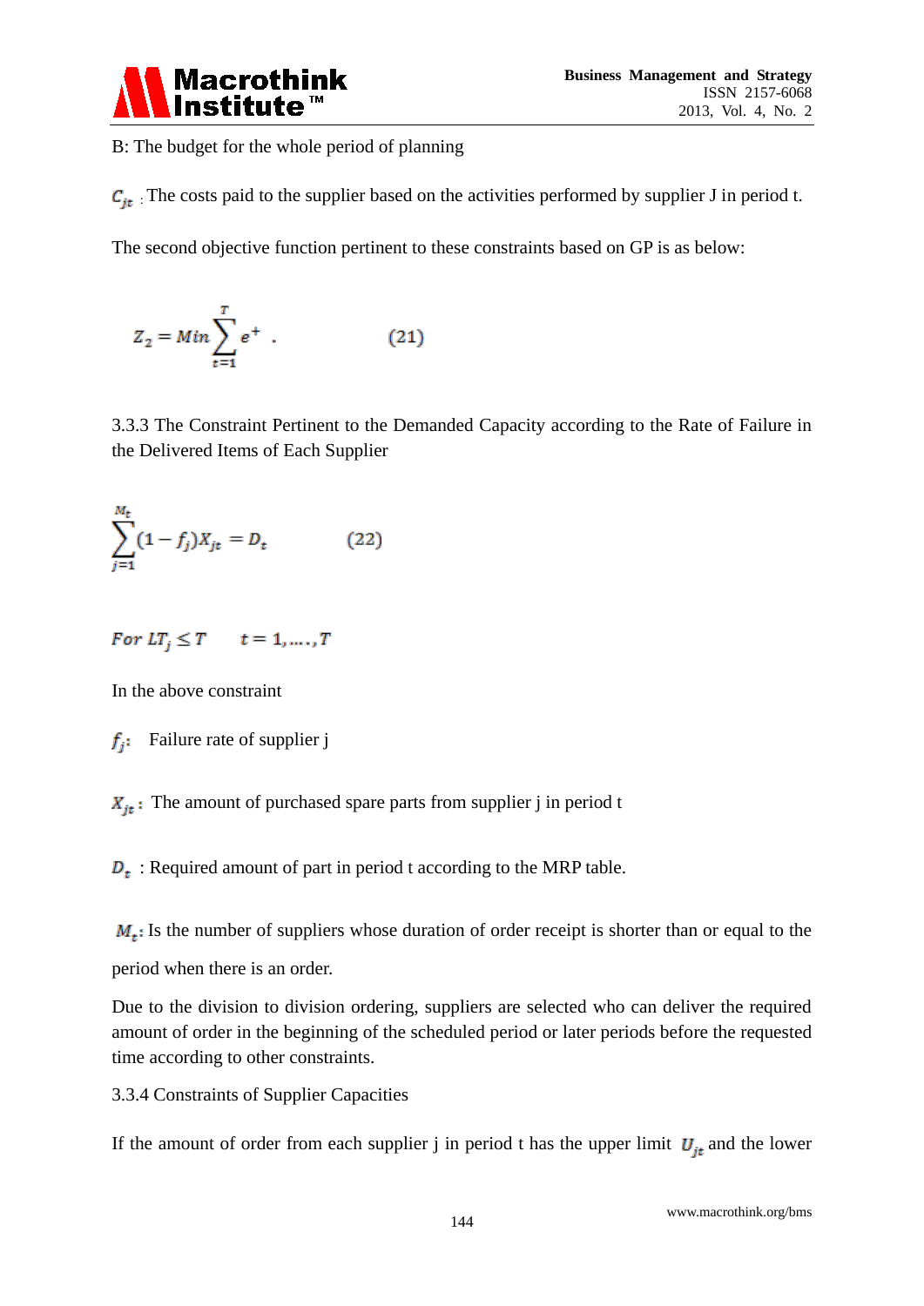B: The budget for the whole period of planning

$C_{jt}$ : The costs paid to the supplier based on the activities performed by supplier J in period t.

The second objective function pertinent to these constraints based on GP is as below:

$$Z_2 = Min \sum_{t=1}^{T} e^+ \quad . \qquad (21)$$

3.3.3 The Constraint Pertinent to the Demanded Capacity according to the Rate of Failure in the Delivered Items of Each Supplier

$$\sum_{j=1}^{M_t} (1 - f_j) X_{jt} = D_t \qquad (22)$$

$$For\ LT_j \leq T \qquad t = 1, \ldots, T$$

In the above constraint

$f_j$: Failure rate of supplier j

$X_{jt}$ : The amount of purchased spare parts from supplier j in period t

$D_t$ : Required amount of part in period t according to the MRP table.

$M_t$: Is the number of suppliers whose duration of order receipt is shorter than or equal to the period when there is an order.

Due to the division to division ordering, suppliers are selected who can deliver the required amount of order in the beginning of the scheduled period or later periods before the requested time according to other constraints.

3.3.4 Constraints of Supplier Capacities

If the amount of order from each supplier j in period t has the upper limit $U_{jt}$ and the lower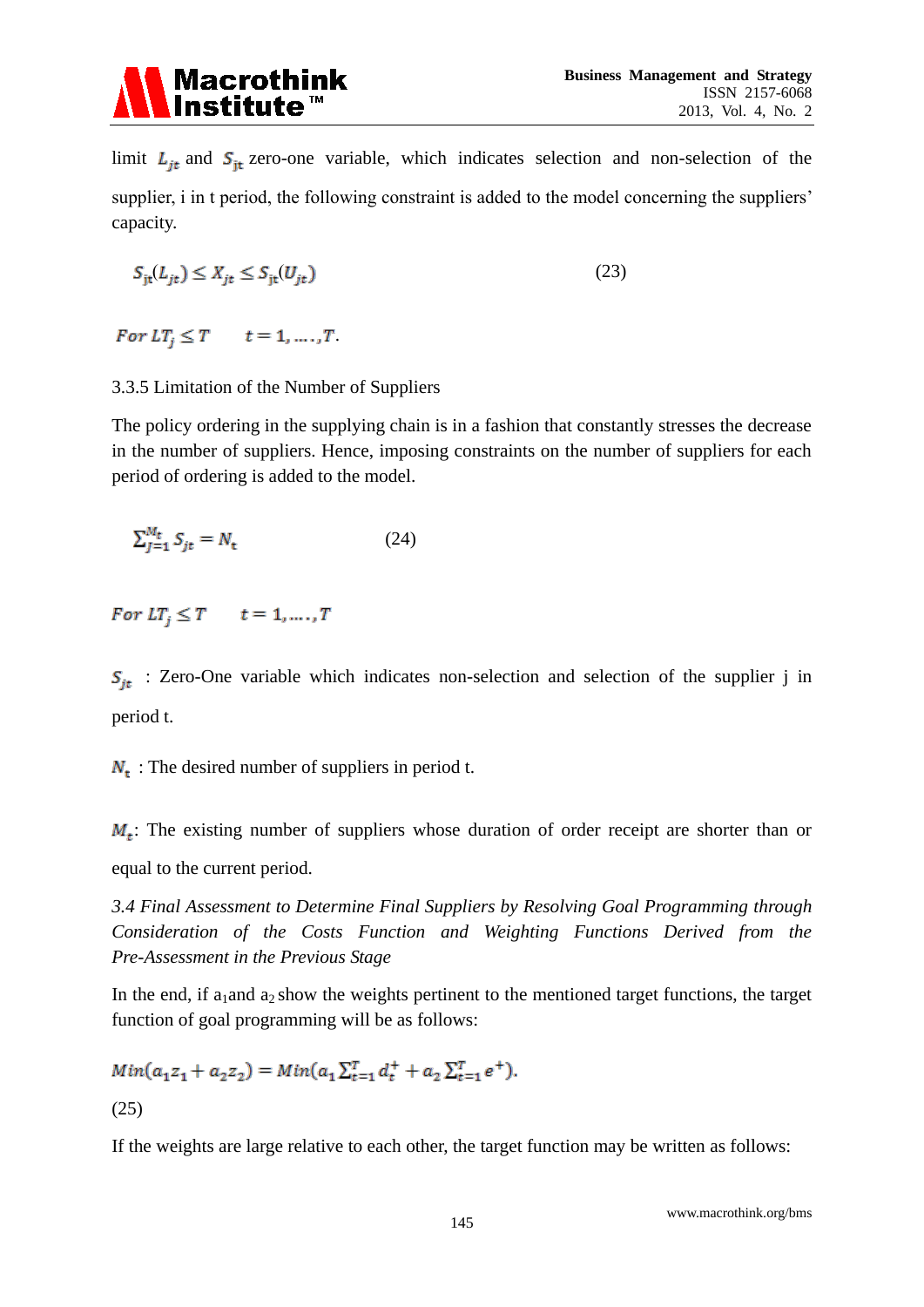limit $L_{jt}$ and $S_{jt}$ zero-one variable, which indicates selection and non-selection of the supplier, i in t period, the following constraint is added to the model concerning the suppliers' capacity.

$$S_{jt}(L_{jt}) \leq X_{jt} \leq S_{jt}(U_{jt}) \tag{23}$$

$For\ LT_j \leq T \qquad t = 1, \ldots, T.$

3.3.5 Limitation of the Number of Suppliers

The policy ordering in the supplying chain is in a fashion that constantly stresses the decrease in the number of suppliers. Hence, imposing constraints on the number of suppliers for each period of ordering is added to the model.

$$\sum_{j=1}^{M_t} S_{jt} = N_t \tag{24}$$

$For\ LT_j \leq T \qquad t = 1, \ldots, T$

$S_{jt}$ : Zero-One variable which indicates non-selection and selection of the supplier j in period t.

$N_t$ : The desired number of suppliers in period t.

$M_t$: The existing number of suppliers whose duration of order receipt are shorter than or equal to the current period.

*3.4 Final Assessment to Determine Final Suppliers by Resolving Goal Programming through Consideration of the Costs Function and Weighting Functions Derived from the Pre-Assessment in the Previous Stage*

In the end, if $a_1$ and $a_2$ show the weights pertinent to the mentioned target functions, the target function of goal programming will be as follows:

$$Min(a_1 z_1 + a_2 z_2) = Min(a_1 \sum_{t=1}^{T} d_t^+ + a_2 \sum_{t=1}^{T} e^+).$$

(25)

If the weights are large relative to each other, the target function may be written as follows: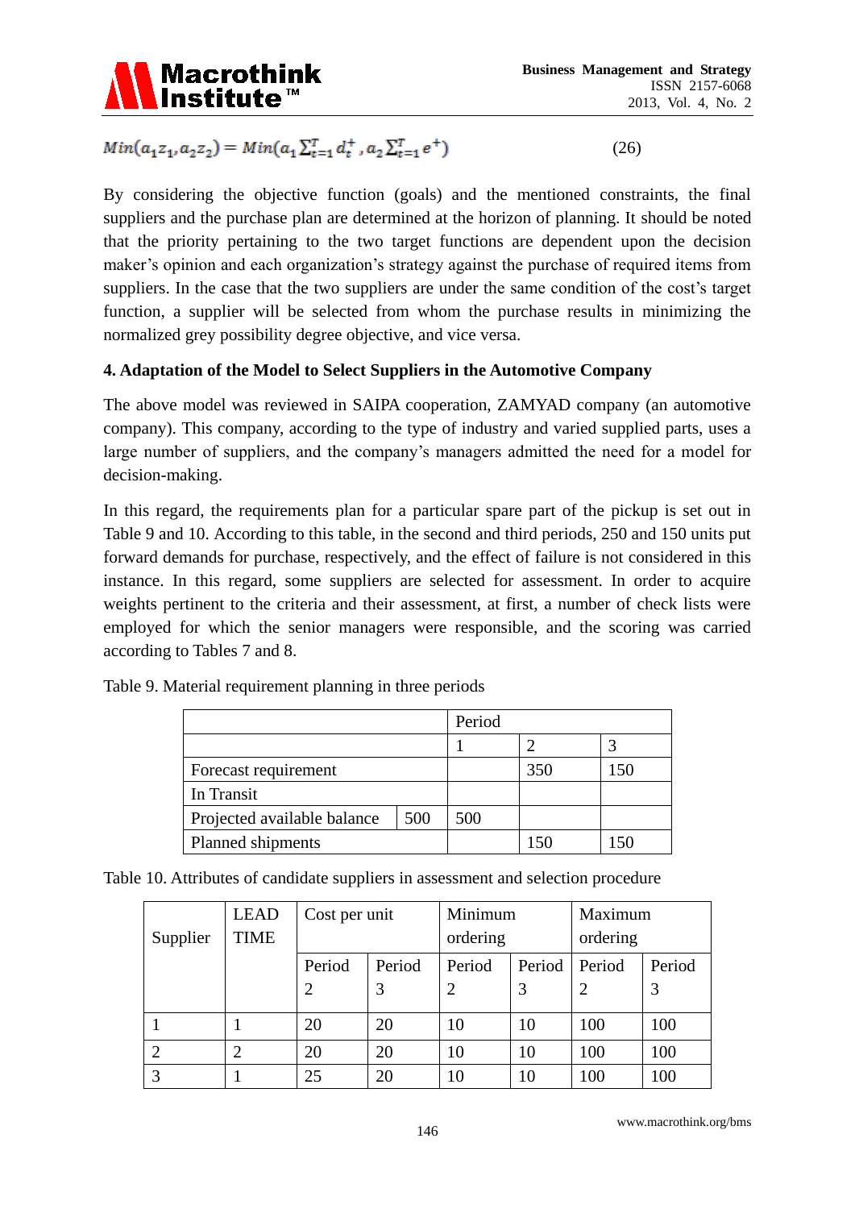$$Min(a_1 z_1, a_2 z_2) = Min(a_1 \sum_{t=1}^{T} d_t^+ , a_2 \sum_{t=1}^{T} e^+) \tag{26}$$

By considering the objective function (goals) and the mentioned constraints, the final suppliers and the purchase plan are determined at the horizon of planning. It should be noted that the priority pertaining to the two target functions are dependent upon the decision maker's opinion and each organization's strategy against the purchase of required items from suppliers. In the case that the two suppliers are under the same condition of the cost's target function, a supplier will be selected from whom the purchase results in minimizing the normalized grey possibility degree objective, and vice versa.

**4. Adaptation of the Model to Select Suppliers in the Automotive Company**

The above model was reviewed in SAIPA cooperation, ZAMYAD company (an automotive company). This company, according to the type of industry and varied supplied parts, uses a large number of suppliers, and the company's managers admitted the need for a model for decision-making.

In this regard, the requirements plan for a particular spare part of the pickup is set out in Table 9 and 10. According to this table, in the second and third periods, 250 and 150 units put forward demands for purchase, respectively, and the effect of failure is not considered in this instance. In this regard, some suppliers are selected for assessment. In order to acquire weights pertinent to the criteria and their assessment, at first, a number of check lists were employed for which the senior managers were responsible, and the scoring was carried according to Tables 7 and 8.

Table 9. Material requirement planning in three periods

| | | Period | | |
|---|---|---|---|---|
| | | 1 | 2 | 3 |
| Forecast requirement | | | 350 | 150 |
| In Transit | | | | |
| Projected available balance | 500 | 500 | | |
| Planned shipments | | | 150 | 150 |

Table 10. Attributes of candidate suppliers in assessment and selection procedure

| Supplier | LEAD TIME | Cost per unit | | Minimum ordering | | Maximum ordering | |
|---|---|---|---|---|---|---|---|
| | | Period 2 | Period 3 | Period 2 | Period 3 | Period 2 | Period 3 |
| 1 | 1 | 20 | 20 | 10 | 10 | 100 | 100 |
| 2 | 2 | 20 | 20 | 10 | 10 | 100 | 100 |
| 3 | 1 | 25 | 20 | 10 | 10 | 100 | 100 |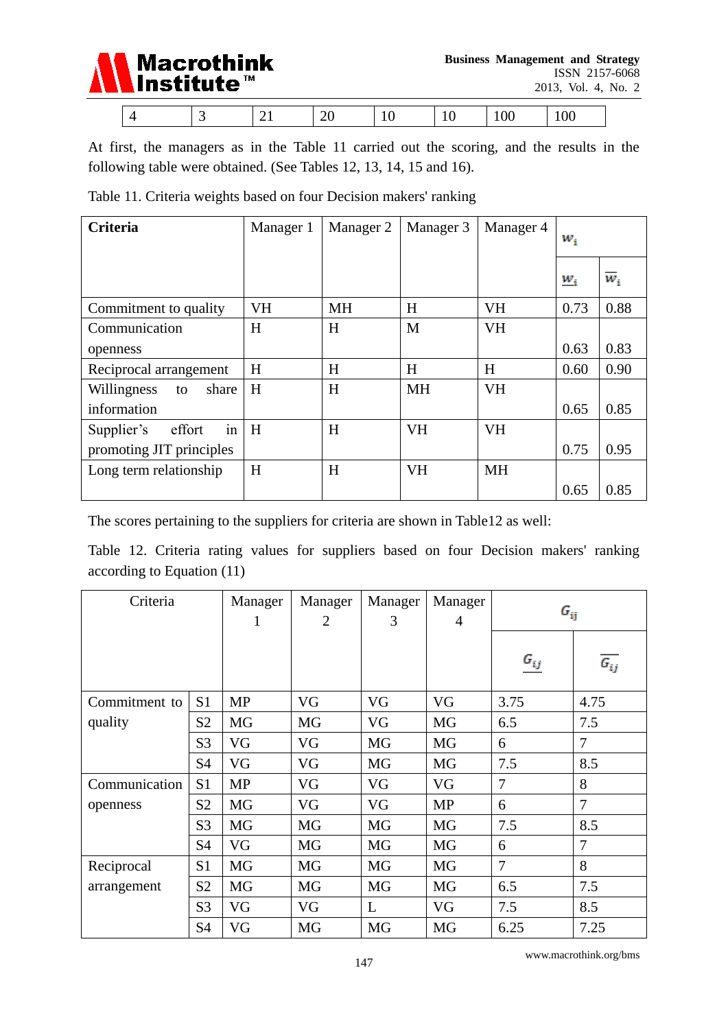| 4 | 3 | 21 | 20 | 10 | 10 | 100 | 100 |
|---|---|---|---|---|---|---|---|

At first, the managers as in the Table 11 carried out the scoring, and the results in the following table were obtained. (See Tables 12, 13, 14, 15 and 16).

Table 11. Criteria weights based on four Decision makers' ranking

| Criteria | Manager 1 | Manager 2 | Manager 3 | Manager 4 | $w_i$ | |
|---|---|---|---|---|---|---|
| | | | | | $\underline{w_i}$ | $\overline{w_i}$ |
| Commitment to quality | VH | MH | H | VH | 0.73 | 0.88 |
| Communication openness | H | H | M | VH | 0.63 | 0.83 |
| Reciprocal arrangement | H | H | H | H | 0.60 | 0.90 |
| Willingness to share information | H | H | MH | VH | 0.65 | 0.85 |
| Supplier's effort in promoting JIT principles | H | H | VH | VH | 0.75 | 0.95 |
| Long term relationship | H | H | VH | MH | 0.65 | 0.85 |

The scores pertaining to the suppliers for criteria are shown in Table12 as well:

Table 12. Criteria rating values for suppliers based on four Decision makers' ranking according to Equation (11)

| Criteria | | Manager 1 | Manager 2 | Manager 3 | Manager 4 | $G_{ij}$ | |
|---|---|---|---|---|---|---|---|
| | | | | | | $\underline{G_{ij}}$ | $\overline{G_{ij}}$ |
| Commitment to quality | S1 | MP | VG | VG | VG | 3.75 | 4.75 |
| | S2 | MG | MG | VG | MG | 6.5 | 7.5 |
| | S3 | VG | VG | MG | MG | 6 | 7 |
| | S4 | VG | VG | MG | MG | 7.5 | 8.5 |
| Communication openness | S1 | MP | VG | VG | VG | 7 | 8 |
| | S2 | MG | VG | VG | MP | 6 | 7 |
| | S3 | MG | MG | MG | MG | 7.5 | 8.5 |
| | S4 | VG | MG | MG | MG | 6 | 7 |
| Reciprocal arrangement | S1 | MG | MG | MG | MG | 7 | 8 |
| | S2 | MG | MG | MG | MG | 6.5 | 7.5 |
| | S3 | VG | VG | L | VG | 7.5 | 8.5 |
| | S4 | VG | MG | MG | MG | 6.25 | 7.25 |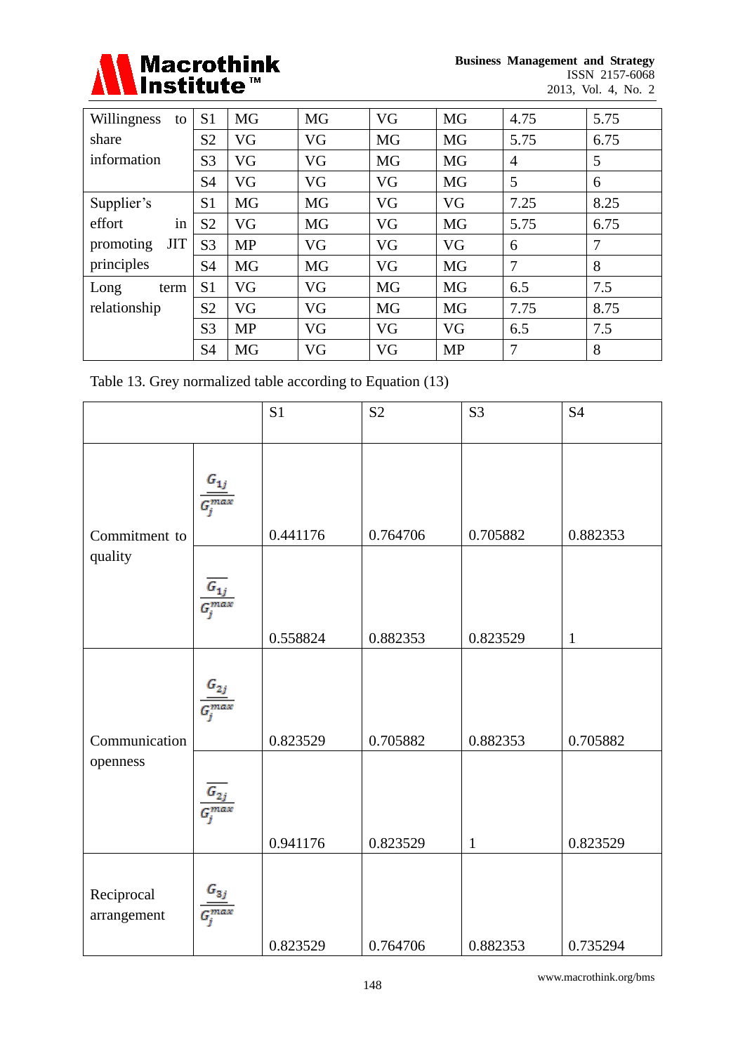| Willingness to share information | S1 | MG | MG | VG | MG | 4.75 | 5.75 |
|---|---|---|---|---|---|---|---|
| | S2 | VG | VG | MG | MG | 5.75 | 6.75 |
| | S3 | VG | VG | MG | MG | 4 | 5 |
| | S4 | VG | VG | VG | MG | 5 | 6 |
| Supplier's effort in promoting JIT principles | S1 | MG | MG | VG | VG | 7.25 | 8.25 |
| | S2 | VG | MG | VG | MG | 5.75 | 6.75 |
| | S3 | MP | VG | VG | VG | 6 | 7 |
| | S4 | MG | MG | VG | MG | 7 | 8 |
| Long term relationship | S1 | VG | VG | MG | MG | 6.5 | 7.5 |
| | S2 | VG | VG | MG | MG | 7.75 | 8.75 |
| | S3 | MP | VG | VG | VG | 6.5 | 7.5 |
| | S4 | MG | VG | VG | MP | 7 | 8 |

Table 13. Grey normalized table according to Equation (13)

| | | S1 | S2 | S3 | S4 |
|---|---|---|---|---|---|
| Commitment to quality | $\frac{\underline{G}_{1j}}{G_j^{max}}$ | 0.441176 | 0.764706 | 0.705882 | 0.882353 |
| | $\frac{\overline{G}_{1j}}{G_j^{max}}$ | 0.558824 | 0.882353 | 0.823529 | 1 |
| Communication openness | $\frac{\underline{G}_{2j}}{G_j^{max}}$ | 0.823529 | 0.705882 | 0.882353 | 0.705882 |
| | $\frac{\overline{G}_{2j}}{G_j^{max}}$ | 0.941176 | 0.823529 | 1 | 0.823529 |
| Reciprocal arrangement | $\frac{\underline{G}_{3j}}{G_j^{max}}$ | 0.823529 | 0.764706 | 0.882353 | 0.735294 |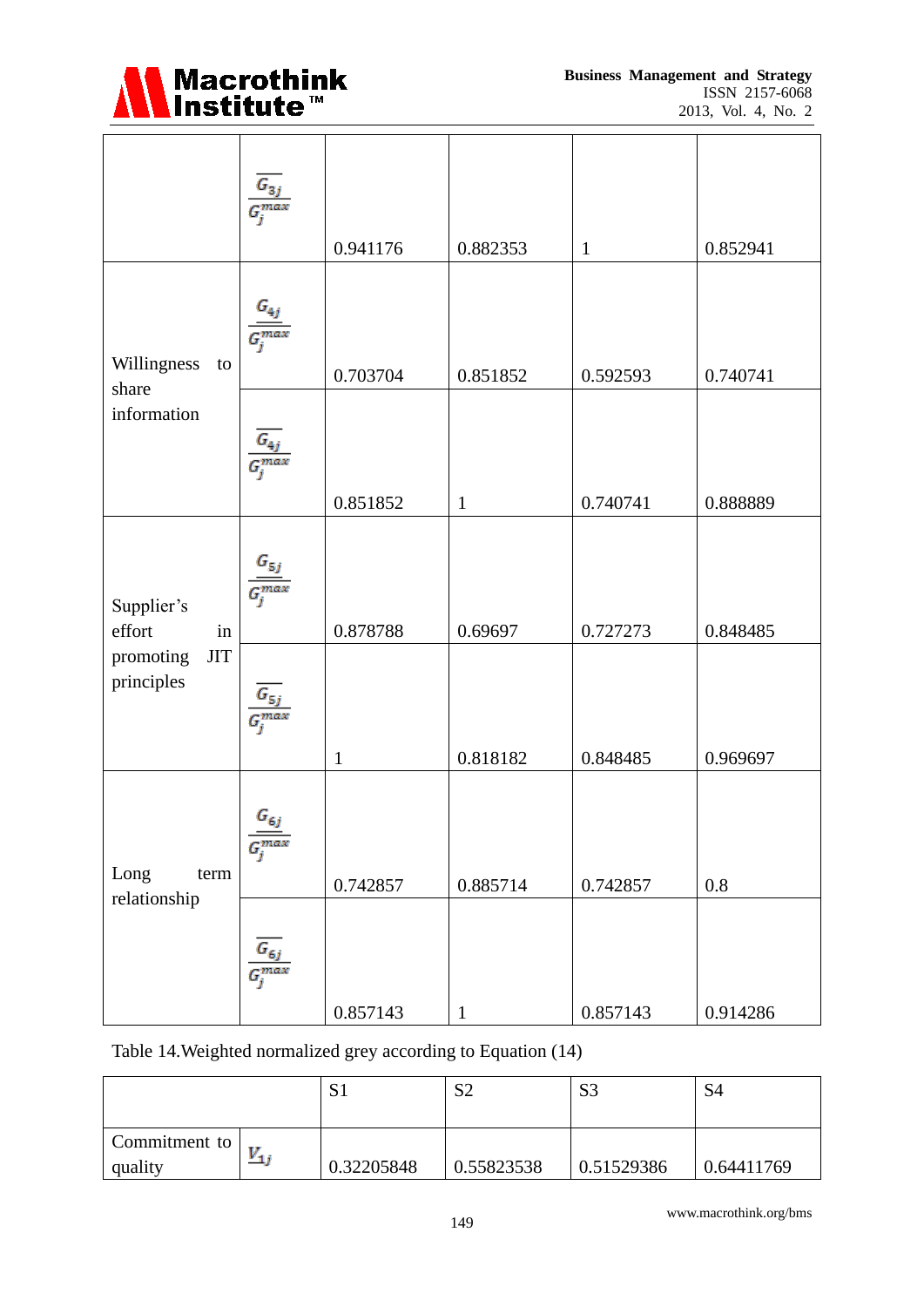| | | | | | |
|---|---|---|---|---|---|
| | $\frac{\overline{G_{3j}}}{G_j^{max}}$ | 0.941176 | 0.882353 | 1 | 0.852941 |
| Willingness to share information | $\frac{\underline{G_{4j}}}{G_j^{max}}$ | 0.703704 | 0.851852 | 0.592593 | 0.740741 |
| | $\frac{\overline{G_{4j}}}{G_j^{max}}$ | 0.851852 | 1 | 0.740741 | 0.888889 |
| Supplier's effort in promoting JIT principles | $\frac{\underline{G_{5j}}}{G_j^{max}}$ | 0.878788 | 0.69697 | 0.727273 | 0.848485 |
| | $\frac{\overline{G_{5j}}}{G_j^{max}}$ | 1 | 0.818182 | 0.848485 | 0.969697 |
| Long term relationship | $\frac{\underline{G_{6j}}}{G_j^{max}}$ | 0.742857 | 0.885714 | 0.742857 | 0.8 |
| | $\frac{\overline{G_{6j}}}{G_j^{max}}$ | 0.857143 | 1 | 0.857143 | 0.914286 |

Table 14.Weighted normalized grey according to Equation (14)

| | | S1 | S2 | S3 | S4 |
|---|---|---|---|---|---|
| Commitment to quality | $\underline{V_{1j}}$ | 0.32205848 | 0.55823538 | 0.51529386 | 0.64411769 |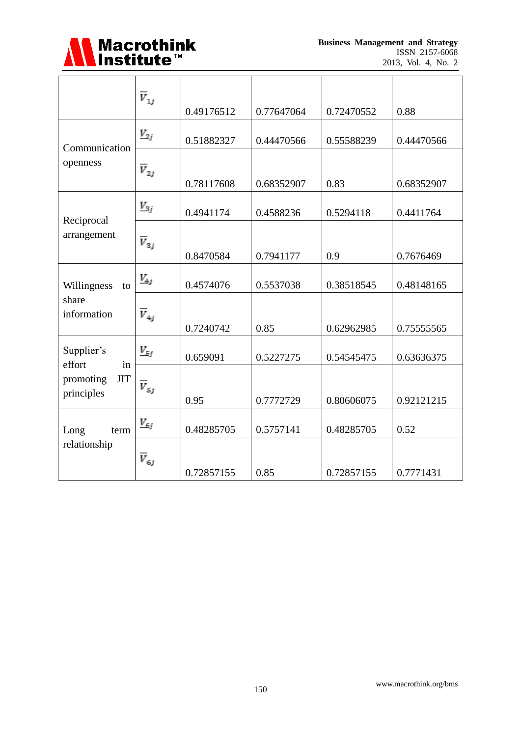| | | | | | |
|---|---|---|---|---|---|
| | $\overline{V}_{1j}$ | 0.49176512 | 0.77647064 | 0.72470552 | 0.88 |
| Communication openness | $\underline{V}_{2j}$ | 0.51882327 | 0.44470566 | 0.55588239 | 0.44470566 |
| | $\overline{V}_{2j}$ | 0.78117608 | 0.68352907 | 0.83 | 0.68352907 |
| Reciprocal arrangement | $\underline{V}_{3j}$ | 0.4941174 | 0.4588236 | 0.5294118 | 0.4411764 |
| | $\overline{V}_{3j}$ | 0.8470584 | 0.7941177 | 0.9 | 0.7676469 |
| Willingness to share information | $\underline{V}_{4j}$ | 0.4574076 | 0.5537038 | 0.38518545 | 0.48148165 |
| | $\overline{V}_{4j}$ | 0.7240742 | 0.85 | 0.62962985 | 0.75555565 |
| Supplier's effort in promoting JIT principles | $\underline{V}_{5j}$ | 0.659091 | 0.5227275 | 0.54545475 | 0.63636375 |
| | $\overline{V}_{5j}$ | 0.95 | 0.7772729 | 0.80606075 | 0.92121215 |
| Long term relationship | $\underline{V}_{6j}$ | 0.48285705 | 0.5757141 | 0.48285705 | 0.52 |
| | $\overline{V}_{6j}$ | 0.72857155 | 0.85 | 0.72857155 | 0.7771431 |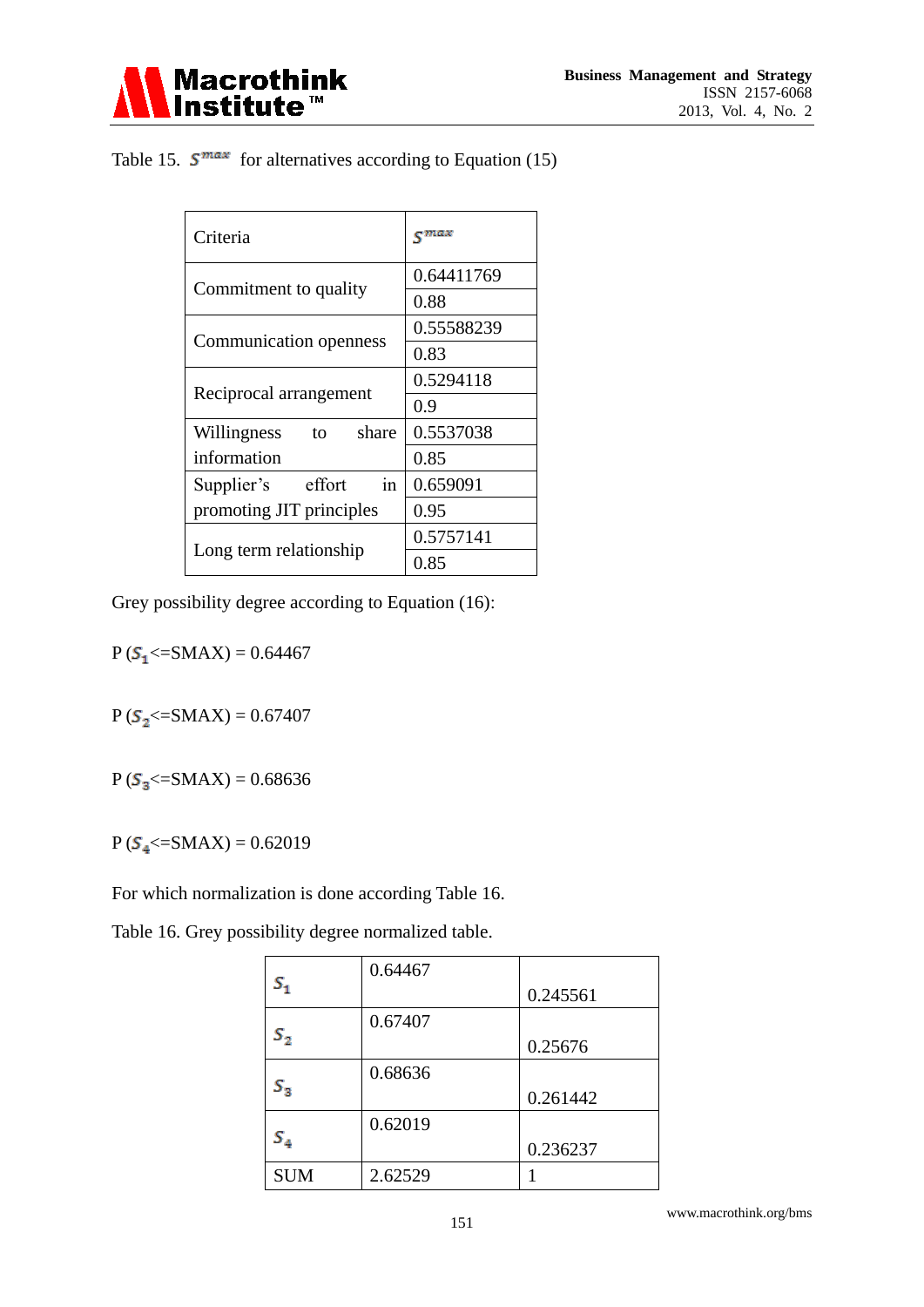Table 15. $S^{max}$ for alternatives according to Equation (15)

| Criteria | $S^{max}$ |
|---|---|
| Commitment to quality | 0.64411769 |
| | 0.88 |
| Communication openness | 0.55588239 |
| | 0.83 |
| Reciprocal arrangement | 0.5294118 |
| | 0.9 |
| Willingness to share information | 0.5537038 |
| | 0.85 |
| Supplier's effort in promoting JIT principles | 0.659091 |
| | 0.95 |
| Long term relationship | 0.5757141 |
| | 0.85 |

Grey possibility degree according to Equation (16):

P ($S_1$<=SMAX) = 0.64467

P ($S_2$<=SMAX) = 0.67407

P ($S_3$<=SMAX) = 0.68636

P ($S_4$<=SMAX) = 0.62019

For which normalization is done according Table 16.

Table 16. Grey possibility degree normalized table.

| | | |
|---|---|---|
| $S_1$ | 0.64467 | 0.245561 |
| $S_2$ | 0.67407 | 0.25676 |
| $S_3$ | 0.68636 | 0.261442 |
| $S_4$ | 0.62019 | 0.236237 |
| SUM | 2.62529 | 1 |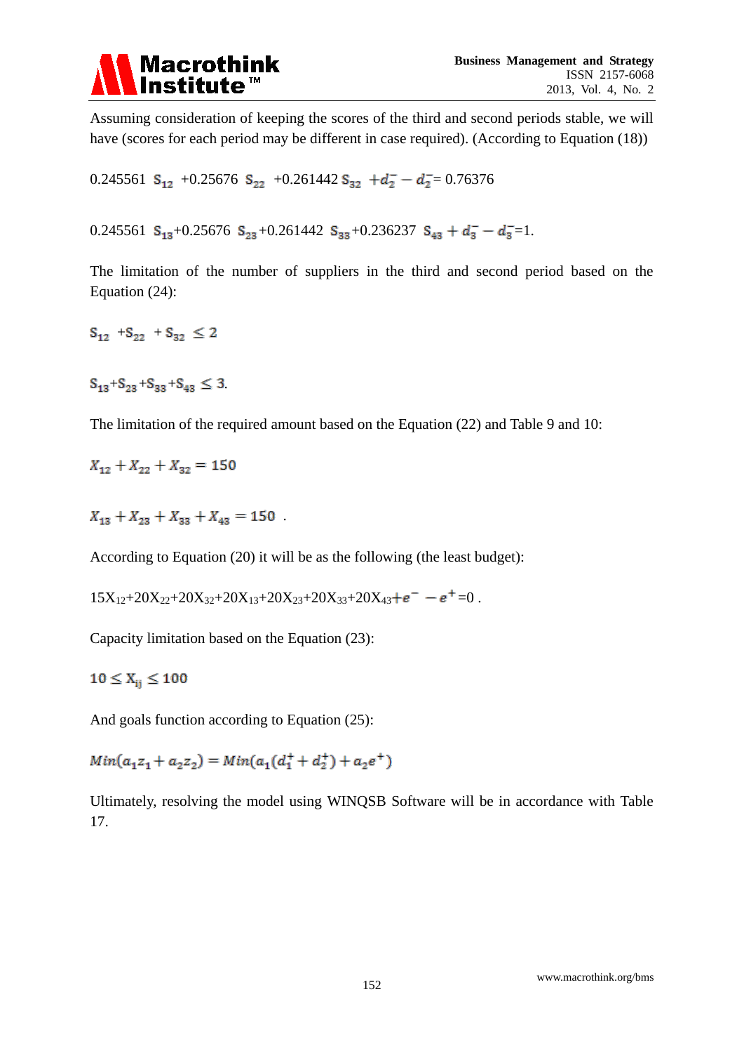Assuming consideration of keeping the scores of the third and second periods stable, we will have (scores for each period may be different in case required). (According to Equation (18))

$$0.245561\ S_{12} + 0.25676\ S_{22} + 0.261442\ S_{32} + d_2^- - d_2^- = 0.76376$$

$$0.245561\ S_{13} + 0.25676\ S_{23} + 0.261442\ S_{33} + 0.236237\ S_{43} + d_3^- - d_3^- = 1.$$

The limitation of the number of suppliers in the third and second period based on the Equation (24):

$$S_{12} + S_{22} + S_{32} \leq 2$$

$$S_{13} + S_{23} + S_{33} + S_{43} \leq 3.$$

The limitation of the required amount based on the Equation (22) and Table 9 and 10:

$$X_{12} + X_{22} + X_{32} = 150$$

$$X_{13} + X_{23} + X_{33} + X_{43} = 150\ .$$

According to Equation (20) it will be as the following (the least budget):

$$15X_{12} + 20X_{22} + 20X_{32} + 20X_{13} + 20X_{23} + 20X_{33} + 20X_{43} + e^- - e^+ = 0\ .$$

Capacity limitation based on the Equation (23):

$$10 \leq X_{ij} \leq 100$$

And goals function according to Equation (25):

$$Min(a_1 z_1 + a_2 z_2) = Min(a_1(d_1^+ + d_2^+) + a_2 e^+)$$

Ultimately, resolving the model using WINQSB Software will be in accordance with Table 17.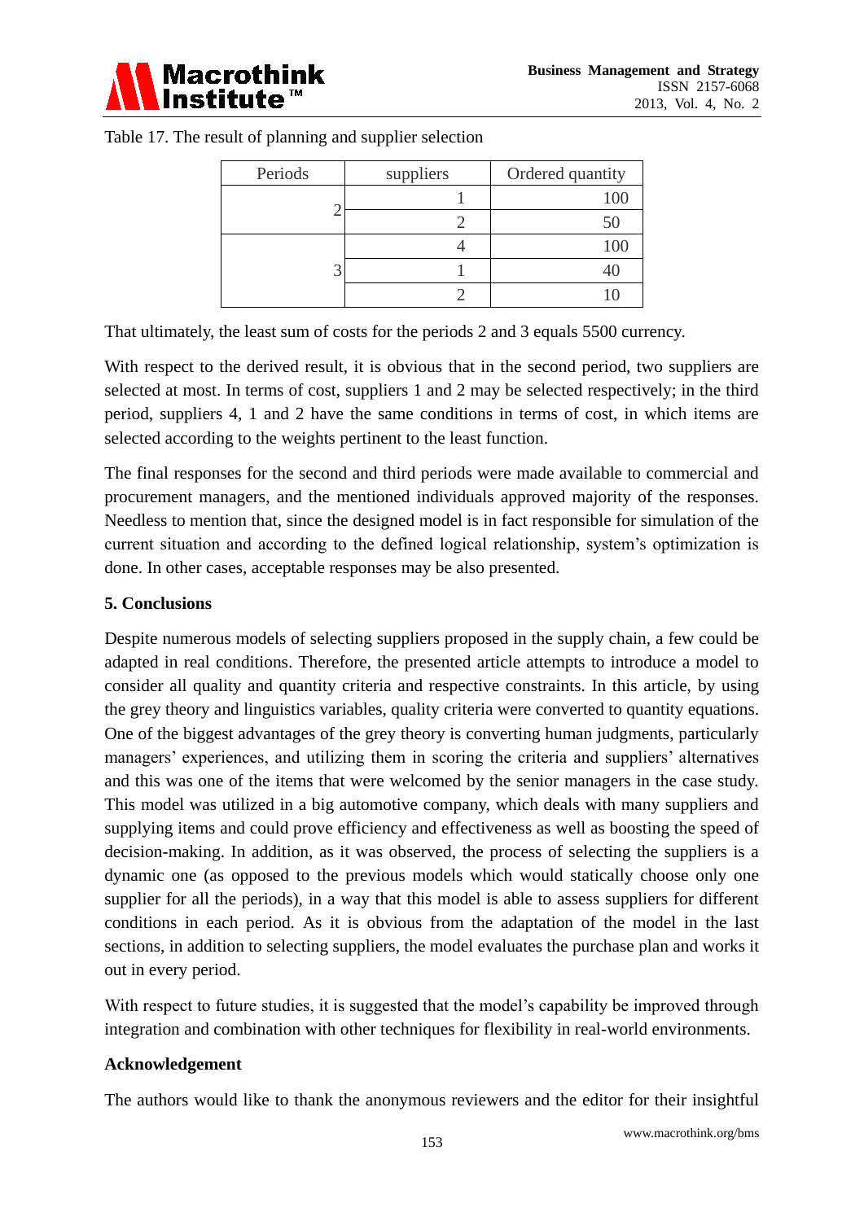Table 17. The result of planning and supplier selection

| Periods | suppliers | Ordered quantity |
|---|---|---|
| 2 | 1 | 100 |
| | 2 | 50 |
| 3 | 4 | 100 |
| | 1 | 40 |
| | 2 | 10 |

That ultimately, the least sum of costs for the periods 2 and 3 equals 5500 currency.

With respect to the derived result, it is obvious that in the second period, two suppliers are selected at most. In terms of cost, suppliers 1 and 2 may be selected respectively; in the third period, suppliers 4, 1 and 2 have the same conditions in terms of cost, in which items are selected according to the weights pertinent to the least function.

The final responses for the second and third periods were made available to commercial and procurement managers, and the mentioned individuals approved majority of the responses. Needless to mention that, since the designed model is in fact responsible for simulation of the current situation and according to the defined logical relationship, system's optimization is done. In other cases, acceptable responses may be also presented.

## 5. Conclusions

Despite numerous models of selecting suppliers proposed in the supply chain, a few could be adapted in real conditions. Therefore, the presented article attempts to introduce a model to consider all quality and quantity criteria and respective constraints. In this article, by using the grey theory and linguistics variables, quality criteria were converted to quantity equations. One of the biggest advantages of the grey theory is converting human judgments, particularly managers' experiences, and utilizing them in scoring the criteria and suppliers' alternatives and this was one of the items that were welcomed by the senior managers in the case study. This model was utilized in a big automotive company, which deals with many suppliers and supplying items and could prove efficiency and effectiveness as well as boosting the speed of decision-making. In addition, as it was observed, the process of selecting the suppliers is a dynamic one (as opposed to the previous models which would statically choose only one supplier for all the periods), in a way that this model is able to assess suppliers for different conditions in each period. As it is obvious from the adaptation of the model in the last sections, in addition to selecting suppliers, the model evaluates the purchase plan and works it out in every period.

With respect to future studies, it is suggested that the model's capability be improved through integration and combination with other techniques for flexibility in real-world environments.

## Acknowledgement

The authors would like to thank the anonymous reviewers and the editor for their insightful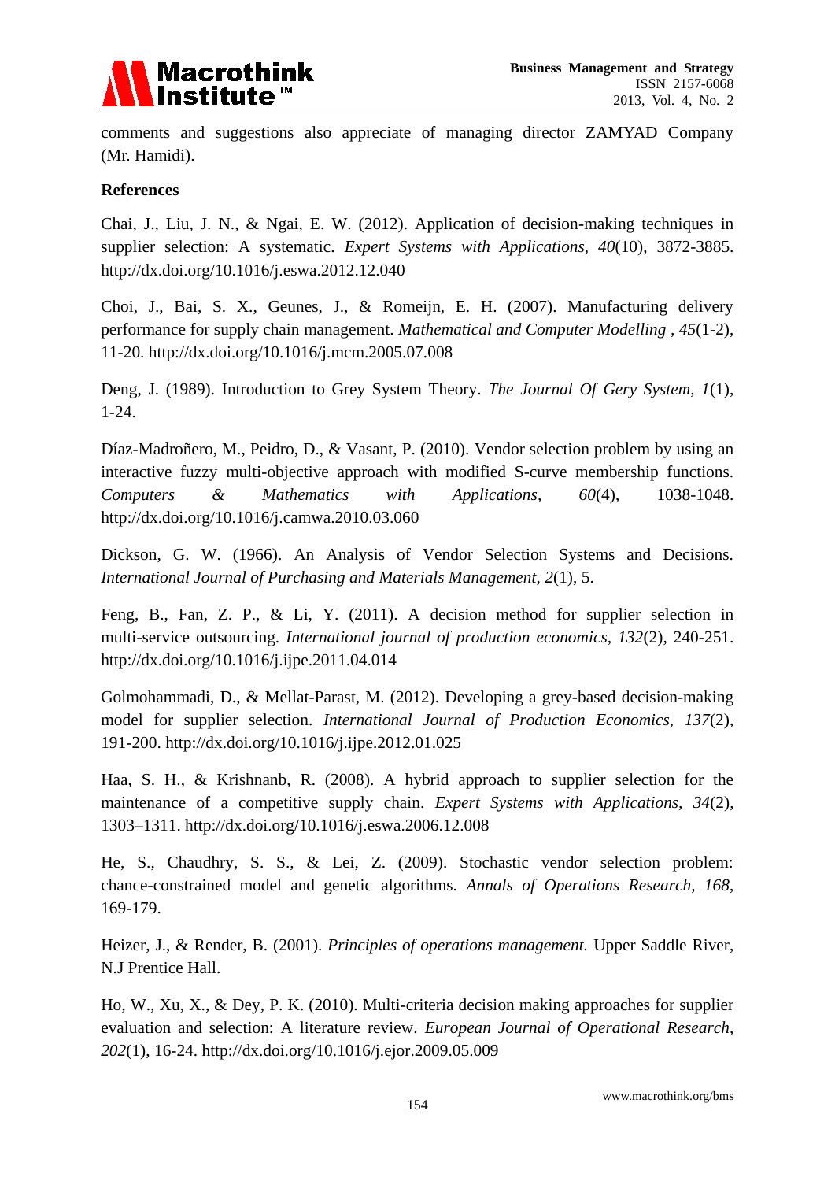comments and suggestions also appreciate of managing director ZAMYAD Company (Mr. Hamidi).

## References

Chai, J., Liu, J. N., & Ngai, E. W. (2012). Application of decision-making techniques in supplier selection: A systematic. *Expert Systems with Applications*, *40*(10), 3872-3885. http://dx.doi.org/10.1016/j.eswa.2012.12.040

Choi, J., Bai, S. X., Geunes, J., & Romeijn, E. H. (2007). Manufacturing delivery performance for supply chain management. *Mathematical and Computer Modelling* , *45*(1-2), 11-20. http://dx.doi.org/10.1016/j.mcm.2005.07.008

Deng, J. (1989). Introduction to Grey System Theory. *The Journal Of Gery System*, *1*(1), 1-24.

Díaz-Madroñero, M., Peidro, D., & Vasant, P. (2010). Vendor selection problem by using an interactive fuzzy multi-objective approach with modified S-curve membership functions. *Computers & Mathematics with Applications*, *60*(4), 1038-1048. http://dx.doi.org/10.1016/j.camwa.2010.03.060

Dickson, G. W. (1966). An Analysis of Vendor Selection Systems and Decisions. *International Journal of Purchasing and Materials Management*, *2*(1), 5.

Feng, B., Fan, Z. P., & Li, Y. (2011). A decision method for supplier selection in multi-service outsourcing. *International journal of production economics*, *132*(2), 240-251. http://dx.doi.org/10.1016/j.ijpe.2011.04.014

Golmohammadi, D., & Mellat-Parast, M. (2012). Developing a grey-based decision-making model for supplier selection. *International Journal of Production Economics*, *137*(2), 191-200. http://dx.doi.org/10.1016/j.ijpe.2012.01.025

Haa, S. H., & Krishnanb, R. (2008). A hybrid approach to supplier selection for the maintenance of a competitive supply chain. *Expert Systems with Applications*, *34*(2), 1303–1311. http://dx.doi.org/10.1016/j.eswa.2006.12.008

He, S., Chaudhry, S. S., & Lei, Z. (2009). Stochastic vendor selection problem: chance-constrained model and genetic algorithms. *Annals of Operations Research*, *168*, 169-179.

Heizer, J., & Render, B. (2001). *Principles of operations management.* Upper Saddle River, N.J Prentice Hall.

Ho, W., Xu, X., & Dey, P. K. (2010). Multi-criteria decision making approaches for supplier evaluation and selection: A literature review. *European Journal of Operational Research*, *202*(1), 16-24. http://dx.doi.org/10.1016/j.ejor.2009.05.009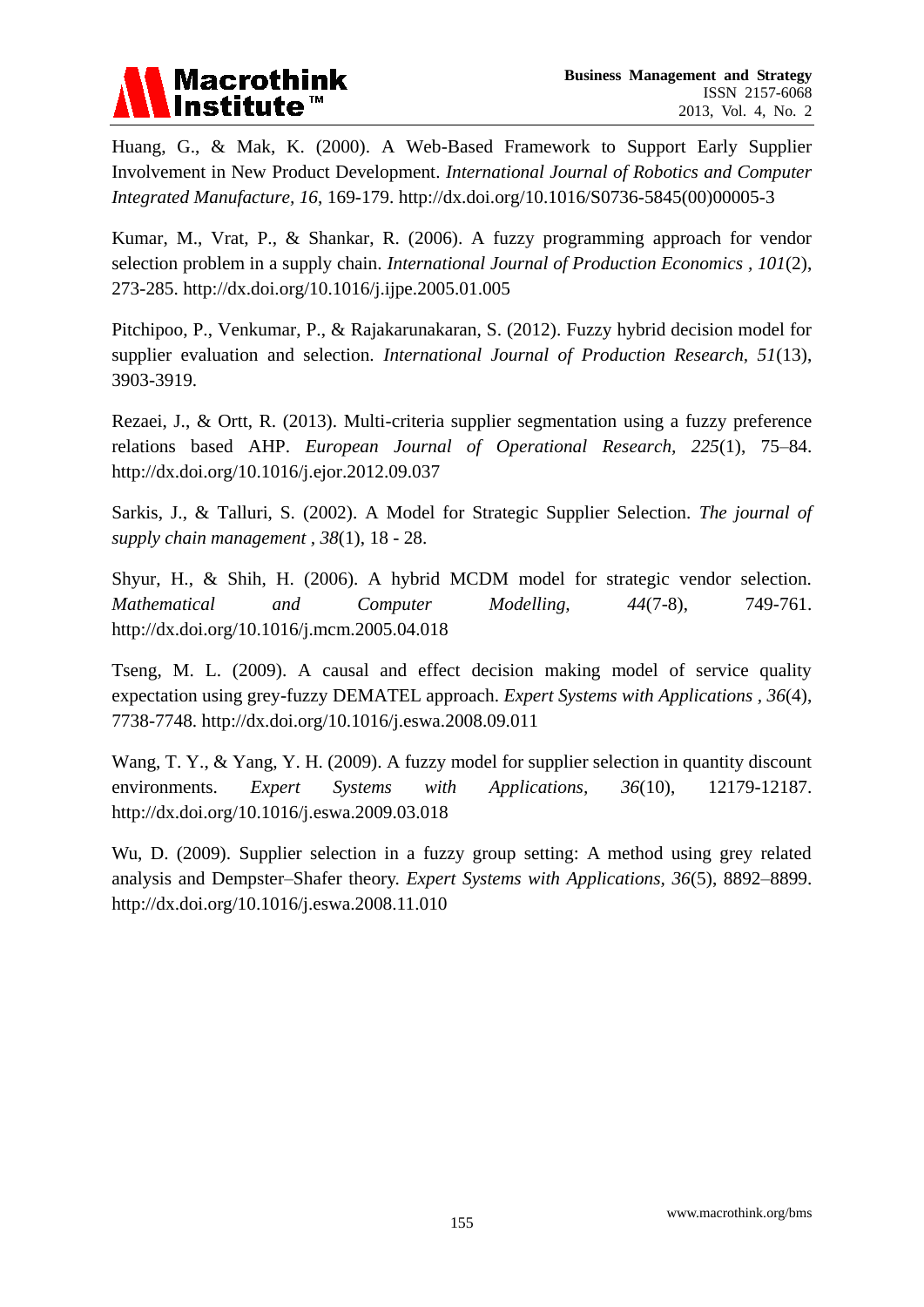Huang, G., & Mak, K. (2000). A Web-Based Framework to Support Early Supplier Involvement in New Product Development. *International Journal of Robotics and Computer Integrated Manufacture, 16*, 169-179. http://dx.doi.org/10.1016/S0736-5845(00)00005-3

Kumar, M., Vrat, P., & Shankar, R. (2006). A fuzzy programming approach for vendor selection problem in a supply chain. *International Journal of Production Economics , 101*(2), 273-285. http://dx.doi.org/10.1016/j.ijpe.2005.01.005

Pitchipoo, P., Venkumar, P., & Rajakarunakaran, S. (2012). Fuzzy hybrid decision model for supplier evaluation and selection. *International Journal of Production Research, 51*(13), 3903-3919.

Rezaei, J., & Ortt, R. (2013). Multi-criteria supplier segmentation using a fuzzy preference relations based AHP. *European Journal of Operational Research, 225*(1), 75–84. http://dx.doi.org/10.1016/j.ejor.2012.09.037

Sarkis, J., & Talluri, S. (2002). A Model for Strategic Supplier Selection. *The journal of supply chain management , 38*(1), 18 - 28.

Shyur, H., & Shih, H. (2006). A hybrid MCDM model for strategic vendor selection. *Mathematical and Computer Modelling, 44*(7-8), 749-761. http://dx.doi.org/10.1016/j.mcm.2005.04.018

Tseng, M. L. (2009). A causal and effect decision making model of service quality expectation using grey-fuzzy DEMATEL approach. *Expert Systems with Applications , 36*(4), 7738-7748. http://dx.doi.org/10.1016/j.eswa.2008.09.011

Wang, T. Y., & Yang, Y. H. (2009). A fuzzy model for supplier selection in quantity discount environments. *Expert Systems with Applications, 36*(10), 12179-12187. http://dx.doi.org/10.1016/j.eswa.2009.03.018

Wu, D. (2009). Supplier selection in a fuzzy group setting: A method using grey related analysis and Dempster–Shafer theory. *Expert Systems with Applications, 36*(5), 8892–8899. http://dx.doi.org/10.1016/j.eswa.2008.11.010